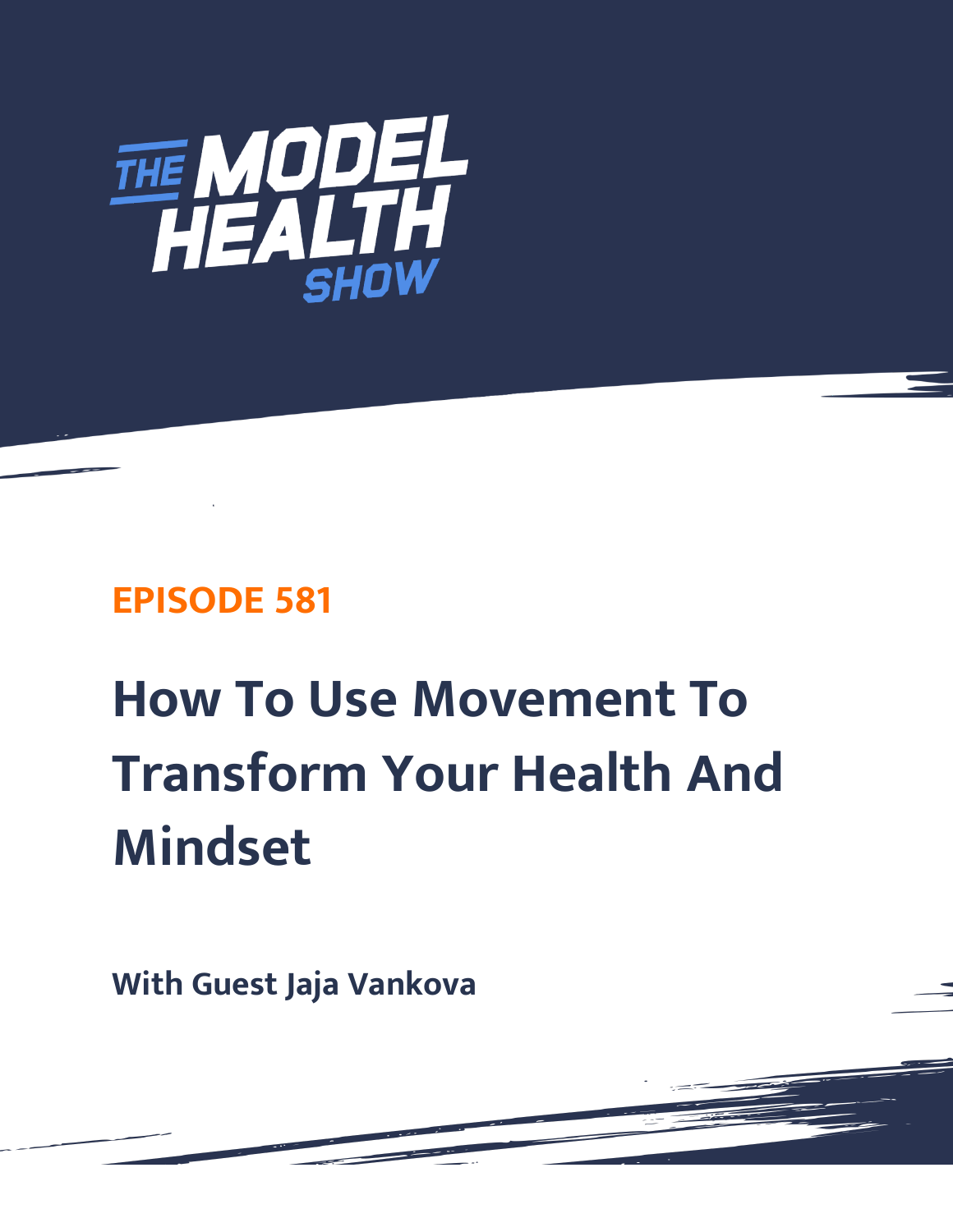# THE MODEL HEALTH SHOW

## EPISODE 581

# How To Use Movement To Transform Your Health And Mindset

**With Guest Jaja Vankova**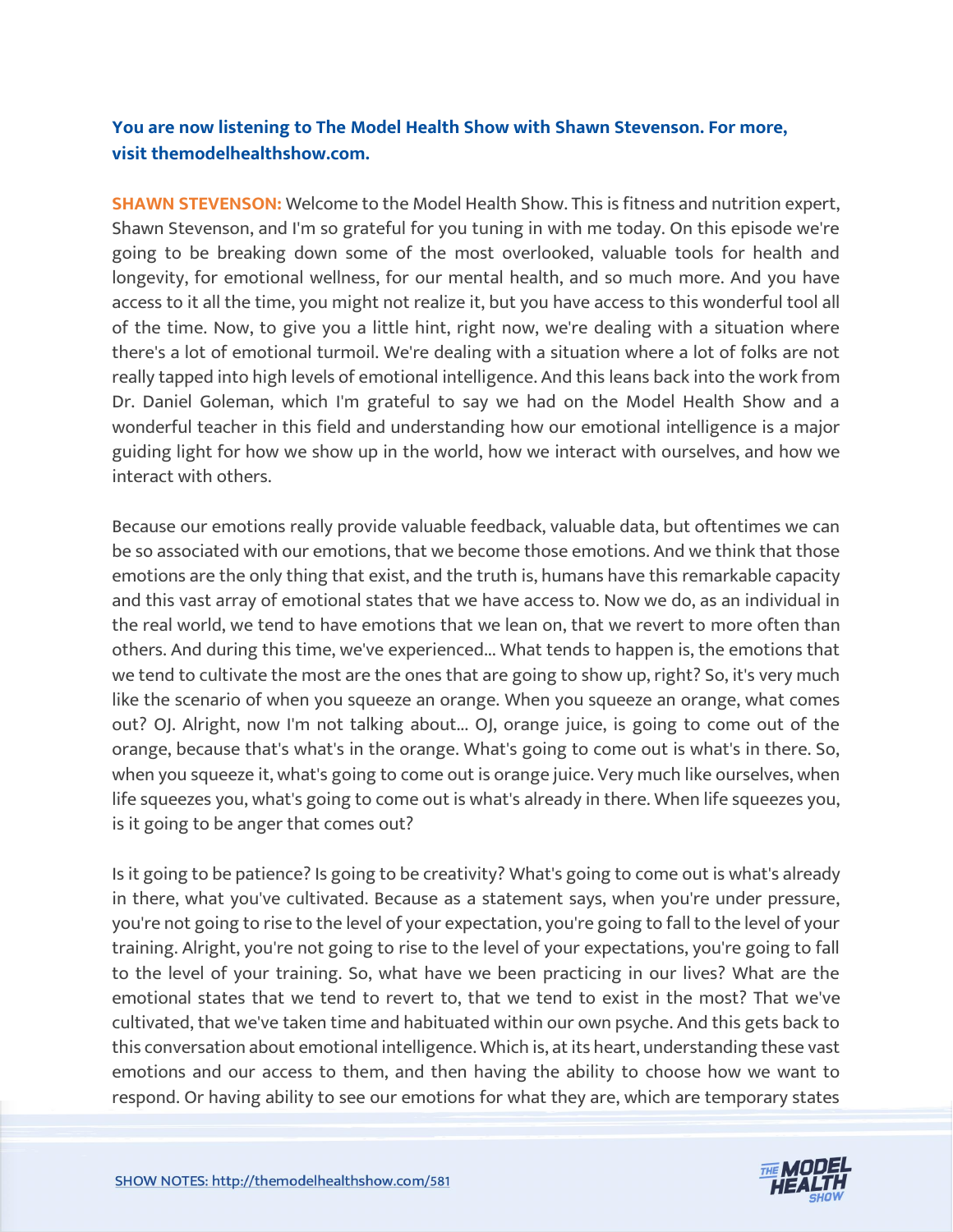**You are now listening to The Model Health Show with Shawn Stevenson. For more, visit themodelhealthshow.com.**

**SHAWN STEVENSON:** Welcome to the Model Health Show. This is fitness and nutrition expert, Shawn Stevenson, and I'm so grateful for you tuning in with me today. On this episode we're going to be breaking down some of the most overlooked, valuable tools for health and longevity, for emotional wellness, for our mental health, and so much more. And you have access to it all the time, you might not realize it, but you have access to this wonderful tool all of the time. Now, to give you a little hint, right now, we're dealing with a situation where there's a lot of emotional turmoil. We're dealing with a situation where a lot of folks are not really tapped into high levels of emotional intelligence. And this leans back into the work from Dr. Daniel Goleman, which I'm grateful to say we had on the Model Health Show and a wonderful teacher in this field and understanding how our emotional intelligence is a major guiding light for how we show up in the world, how we interact with ourselves, and how we interact with others.

Because our emotions really provide valuable feedback, valuable data, but oftentimes we can be so associated with our emotions, that we become those emotions. And we think that those emotions are the only thing that exist, and the truth is, humans have this remarkable capacity and this vast array of emotional states that we have access to. Now we do, as an individual in the real world, we tend to have emotions that we lean on, that we revert to more often than others. And during this time, we've experienced... What tends to happen is, the emotions that we tend to cultivate the most are the ones that are going to show up, right? So, it's very much like the scenario of when you squeeze an orange. When you squeeze an orange, what comes out? OJ. Alright, now I'm not talking about... OJ, orange juice, is going to come out of the orange, because that's what's in the orange. What's going to come out is what's in there. So, when you squeeze it, what's going to come out is orange juice. Very much like ourselves, when life squeezes you, what's going to come out is what's already in there. When life squeezes you, is it going to be anger that comes out?

Is it going to be patience? Is going to be creativity? What's going to come out is what's already in there, what you've cultivated. Because as a statement says, when you're under pressure, you're not going to rise to the level of your expectation, you're going to fall to the level of your training. Alright, you're not going to rise to the level of your expectations, you're going to fall to the level of your training. So, what have we been practicing in our lives? What are the emotional states that we tend to revert to, that we tend to exist in the most? That we've cultivated, that we've taken time and habituated within our own psyche. And this gets back to this conversation about emotional intelligence. Which is, at its heart, understanding these vast emotions and our access to them, and then having the ability to choose how we want to respond. Or having ability to see our emotions for what they are, which are temporary states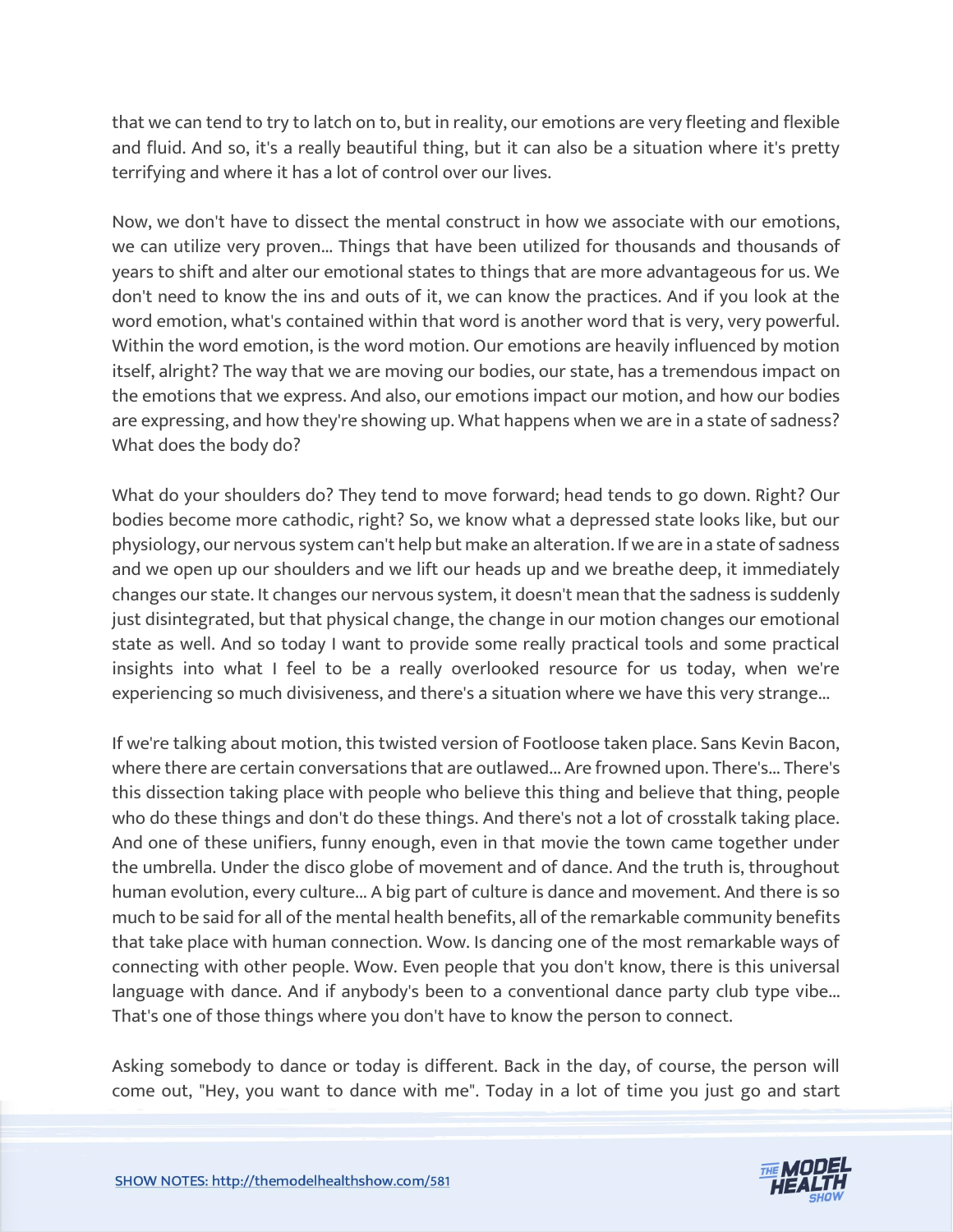that we can tend to try to latch on to, but in reality, our emotions are very fleeting and flexible and fluid. And so, it's a really beautiful thing, but it can also be a situation where it's pretty terrifying and where it has a lot of control over our lives.

Now, we don't have to dissect the mental construct in how we associate with our emotions, we can utilize very proven... Things that have been utilized for thousands and thousands of years to shift and alter our emotional states to things that are more advantageous for us. We don't need to know the ins and outs of it, we can know the practices. And if you look at the word emotion, what's contained within that word is another word that is very, very powerful. Within the word emotion, is the word motion. Our emotions are heavily influenced by motion itself, alright? The way that we are moving our bodies, our state, has a tremendous impact on the emotions that we express. And also, our emotions impact our motion, and how our bodies are expressing, and how they're showing up. What happens when we are in a state of sadness? What does the body do?

What do your shoulders do? They tend to move forward; head tends to go down. Right? Our bodies become more cathodic, right? So, we know what a depressed state looks like, but our physiology, our nervous system can't help but make an alteration. If we are in a state of sadness and we open up our shoulders and we lift our heads up and we breathe deep, it immediately changes our state. It changes our nervous system, it doesn't mean that the sadness is suddenly just disintegrated, but that physical change, the change in our motion changes our emotional state as well. And so today I want to provide some really practical tools and some practical insights into what I feel to be a really overlooked resource for us today, when we're experiencing so much divisiveness, and there's a situation where we have this very strange...

If we're talking about motion, this twisted version of Footloose taken place. Sans Kevin Bacon, where there are certain conversations that are outlawed... Are frowned upon. There's... There's this dissection taking place with people who believe this thing and believe that thing, people who do these things and don't do these things. And there's not a lot of crosstalk taking place. And one of these unifiers, funny enough, even in that movie the town came together under the umbrella. Under the disco globe of movement and of dance. And the truth is, throughout human evolution, every culture... A big part of culture is dance and movement. And there is so much to be said for all of the mental health benefits, all of the remarkable community benefits that take place with human connection. Wow. Is dancing one of the most remarkable ways of connecting with other people. Wow. Even people that you don't know, there is this universal language with dance. And if anybody's been to a conventional dance party club type vibe... That's one of those things where you don't have to know the person to connect.

Asking somebody to dance or today is different. Back in the day, of course, the person will come out, "Hey, you want to dance with me". Today in a lot of time you just go and start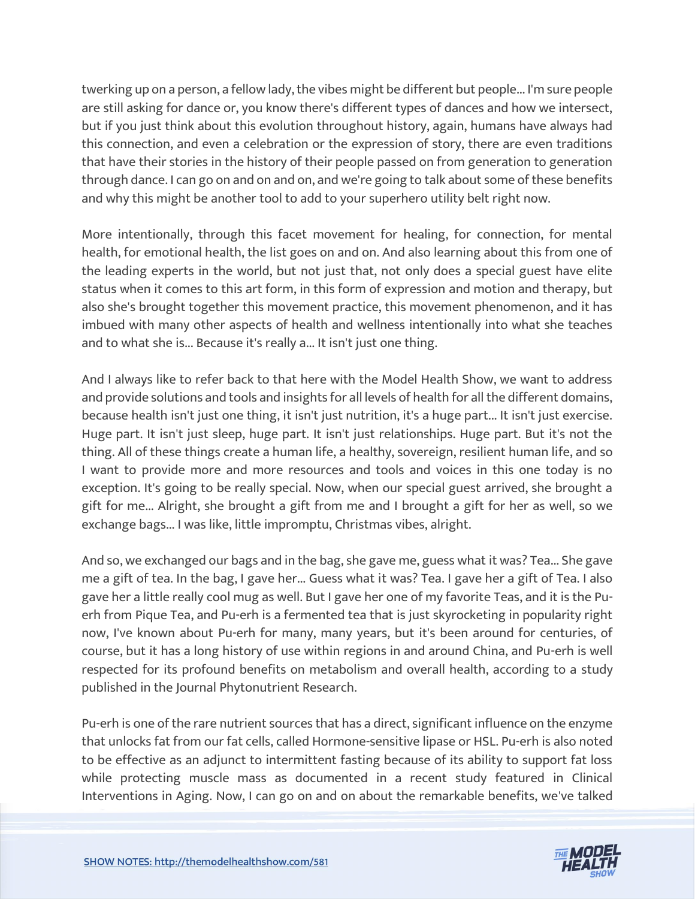twerking up on a person, a fellow lady, the vibes might be different but people... I'm sure people are still asking for dance or, you know there's different types of dances and how we intersect, but if you just think about this evolution throughout history, again, humans have always had this connection, and even a celebration or the expression of story, there are even traditions that have their stories in the history of their people passed on from generation to generation through dance. I can go on and on and on, and we're going to talk about some of these benefits and why this might be another tool to add to your superhero utility belt right now.

More intentionally, through this facet movement for healing, for connection, for mental health, for emotional health, the list goes on and on. And also learning about this from one of the leading experts in the world, but not just that, not only does a special guest have elite status when it comes to this art form, in this form of expression and motion and therapy, but also she's brought together this movement practice, this movement phenomenon, and it has imbued with many other aspects of health and wellness intentionally into what she teaches and to what she is... Because it's really a... It isn't just one thing.

And I always like to refer back to that here with the Model Health Show, we want to address and provide solutions and tools and insights for all levels of health for all the different domains, because health isn't just one thing, it isn't just nutrition, it's a huge part... It isn't just exercise. Huge part. It isn't just sleep, huge part. It isn't just relationships. Huge part. But it's not the thing. All of these things create a human life, a healthy, sovereign, resilient human life, and so I want to provide more and more resources and tools and voices in this one today is no exception. It's going to be really special. Now, when our special guest arrived, she brought a gift for me... Alright, she brought a gift from me and I brought a gift for her as well, so we exchange bags... I was like, little impromptu, Christmas vibes, alright.

And so, we exchanged our bags and in the bag, she gave me, guess what it was? Tea... She gave me a gift of tea. In the bag, I gave her... Guess what it was? Tea. I gave her a gift of Tea. I also gave her a little really cool mug as well. But I gave her one of my favorite Teas, and it is the Pu-erh from Pique Tea, and Pu-erh is a fermented tea that is just skyrocketing in popularity right now, I've known about Pu-erh for many, many years, but it's been around for centuries, of course, but it has a long history of use within regions in and around China, and Pu-erh is well respected for its profound benefits on metabolism and overall health, according to a study published in the Journal Phytonutrient Research.

Pu-erh is one of the rare nutrient sources that has a direct, significant influence on the enzyme that unlocks fat from our fat cells, called Hormone-sensitive lipase or HSL. Pu-erh is also noted to be effective as an adjunct to intermittent fasting because of its ability to support fat loss while protecting muscle mass as documented in a recent study featured in Clinical Interventions in Aging. Now, I can go on and on about the remarkable benefits, we've talked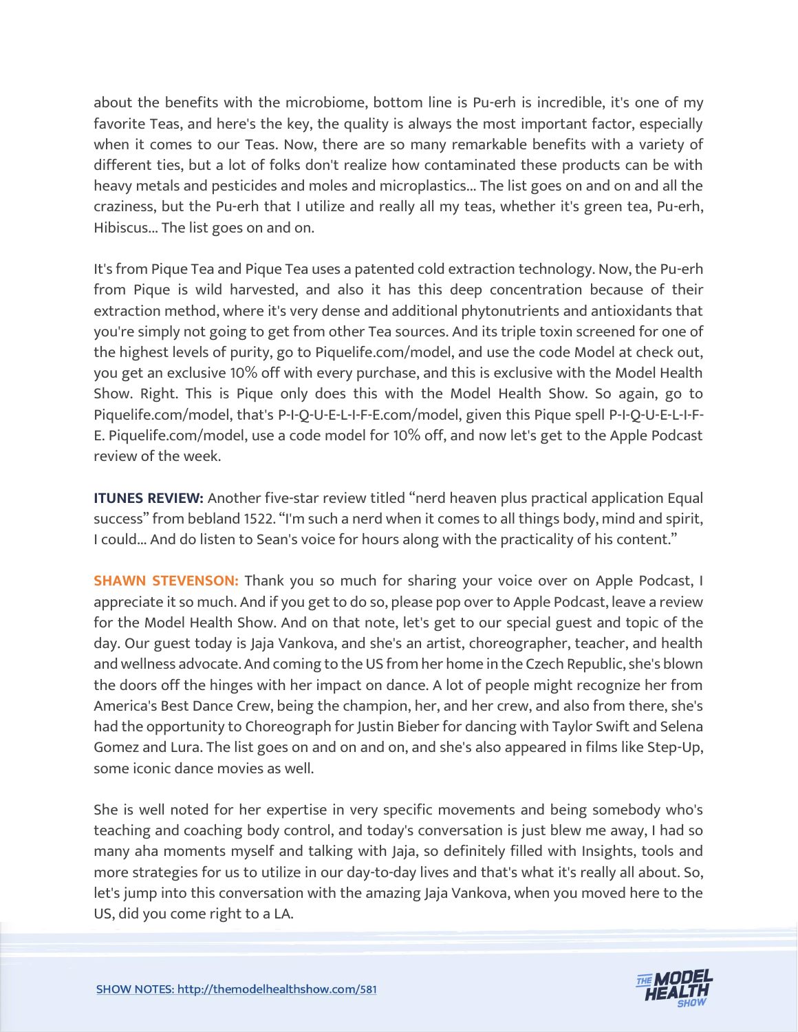about the benefits with the microbiome, bottom line is Pu-erh is incredible, it's one of my favorite Teas, and here's the key, the quality is always the most important factor, especially when it comes to our Teas. Now, there are so many remarkable benefits with a variety of different ties, but a lot of folks don't realize how contaminated these products can be with heavy metals and pesticides and moles and microplastics... The list goes on and on and all the craziness, but the Pu-erh that I utilize and really all my teas, whether it's green tea, Pu-erh, Hibiscus... The list goes on and on.

It's from Pique Tea and Pique Tea uses a patented cold extraction technology. Now, the Pu-erh from Pique is wild harvested, and also it has this deep concentration because of their extraction method, where it's very dense and additional phytonutrients and antioxidants that you're simply not going to get from other Tea sources. And its triple toxin screened for one of the highest levels of purity, go to Piquelife.com/model, and use the code Model at check out, you get an exclusive 10% off with every purchase, and this is exclusive with the Model Health Show. Right. This is Pique only does this with the Model Health Show. So again, go to Piquelife.com/model, that's P-I-Q-U-E-L-I-F-E.com/model, given this Pique spell P-I-Q-U-E-L-I-F-E. Piquelife.com/model, use a code model for 10% off, and now let's get to the Apple Podcast review of the week.

**ITUNES REVIEW:** Another five-star review titled "nerd heaven plus practical application Equal success" from bebland 1522. "I'm such a nerd when it comes to all things body, mind and spirit, I could... And do listen to Sean's voice for hours along with the practicality of his content."

**SHAWN STEVENSON:** Thank you so much for sharing your voice over on Apple Podcast, I appreciate it so much. And if you get to do so, please pop over to Apple Podcast, leave a review for the Model Health Show. And on that note, let's get to our special guest and topic of the day. Our guest today is Jaja Vankova, and she's an artist, choreographer, teacher, and health and wellness advocate. And coming to the US from her home in the Czech Republic, she's blown the doors off the hinges with her impact on dance. A lot of people might recognize her from America's Best Dance Crew, being the champion, her, and her crew, and also from there, she's had the opportunity to Choreograph for Justin Bieber for dancing with Taylor Swift and Selena Gomez and Lura. The list goes on and on and on, and she's also appeared in films like Step-Up, some iconic dance movies as well.

She is well noted for her expertise in very specific movements and being somebody who's teaching and coaching body control, and today's conversation is just blew me away, I had so many aha moments myself and talking with Jaja, so definitely filled with Insights, tools and more strategies for us to utilize in our day-to-day lives and that's what it's really all about. So, let's jump into this conversation with the amazing Jaja Vankova, when you moved here to the US, did you come right to a LA.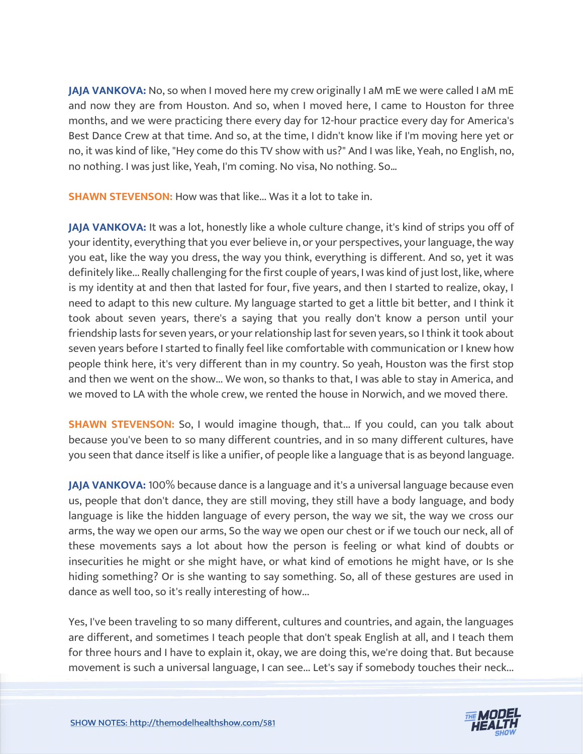**JAJA VANKOVA:** No, so when I moved here my crew originally I aM mE we were called I aM mE and now they are from Houston. And so, when I moved here, I came to Houston for three months, and we were practicing there every day for 12-hour practice every day for America's Best Dance Crew at that time. And so, at the time, I didn't know like if I'm moving here yet or no, it was kind of like, "Hey come do this TV show with us?" And I was like, Yeah, no English, no, no nothing. I was just like, Yeah, I'm coming. No visa, No nothing. So...

**SHAWN STEVENSON:** How was that like... Was it a lot to take in.

**JAJA VANKOVA:** It was a lot, honestly like a whole culture change, it's kind of strips you off of your identity, everything that you ever believe in, or your perspectives, your language, the way you eat, like the way you dress, the way you think, everything is different. And so, yet it was definitely like... Really challenging for the first couple of years, I was kind of just lost, like, where is my identity at and then that lasted for four, five years, and then I started to realize, okay, I need to adapt to this new culture. My language started to get a little bit better, and I think it took about seven years, there's a saying that you really don't know a person until your friendship lasts for seven years, or your relationship last for seven years, so I think it took about seven years before I started to finally feel like comfortable with communication or I knew how people think here, it's very different than in my country. So yeah, Houston was the first stop and then we went on the show... We won, so thanks to that, I was able to stay in America, and we moved to LA with the whole crew, we rented the house in Norwich, and we moved there.

**SHAWN STEVENSON:** So, I would imagine though, that... If you could, can you talk about because you've been to so many different countries, and in so many different cultures, have you seen that dance itself is like a unifier, of people like a language that is as beyond language.

**JAJA VANKOVA:** 100% because dance is a language and it's a universal language because even us, people that don't dance, they are still moving, they still have a body language, and body language is like the hidden language of every person, the way we sit, the way we cross our arms, the way we open our arms, So the way we open our chest or if we touch our neck, all of these movements says a lot about how the person is feeling or what kind of doubts or insecurities he might or she might have, or what kind of emotions he might have, or Is she hiding something? Or is she wanting to say something. So, all of these gestures are used in dance as well too, so it's really interesting of how...

Yes, I've been traveling to so many different, cultures and countries, and again, the languages are different, and sometimes I teach people that don't speak English at all, and I teach them for three hours and I have to explain it, okay, we are doing this, we're doing that. But because movement is such a universal language, I can see... Let's say if somebody touches their neck...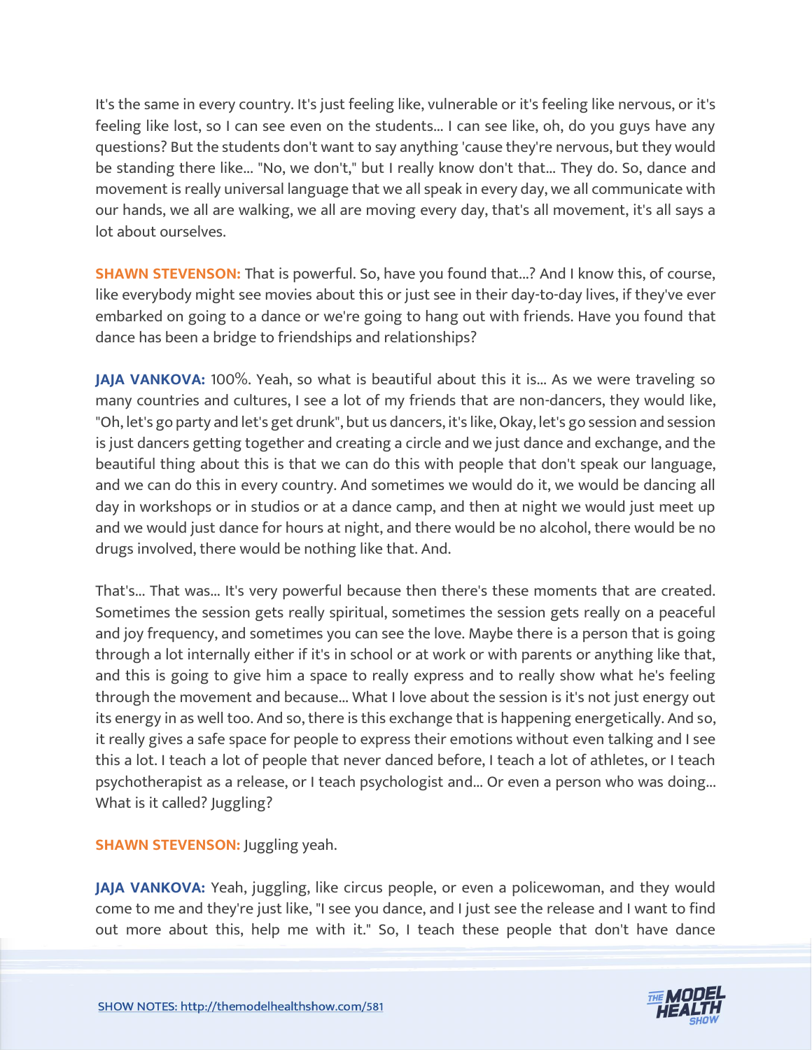It's the same in every country. It's just feeling like, vulnerable or it's feeling like nervous, or it's feeling like lost, so I can see even on the students... I can see like, oh, do you guys have any questions? But the students don't want to say anything 'cause they're nervous, but they would be standing there like... "No, we don't," but I really know don't that... They do. So, dance and movement is really universal language that we all speak in every day, we all communicate with our hands, we all are walking, we all are moving every day, that's all movement, it's all says a lot about ourselves.

**SHAWN STEVENSON:** That is powerful. So, have you found that...? And I know this, of course, like everybody might see movies about this or just see in their day-to-day lives, if they've ever embarked on going to a dance or we're going to hang out with friends. Have you found that dance has been a bridge to friendships and relationships?

**JAJA VANKOVA:** 100%. Yeah, so what is beautiful about this it is... As we were traveling so many countries and cultures, I see a lot of my friends that are non-dancers, they would like, "Oh, let's go party and let's get drunk", but us dancers, it's like, Okay, let's go session and session is just dancers getting together and creating a circle and we just dance and exchange, and the beautiful thing about this is that we can do this with people that don't speak our language, and we can do this in every country. And sometimes we would do it, we would be dancing all day in workshops or in studios or at a dance camp, and then at night we would just meet up and we would just dance for hours at night, and there would be no alcohol, there would be no drugs involved, there would be nothing like that. And.

That's... That was... It's very powerful because then there's these moments that are created. Sometimes the session gets really spiritual, sometimes the session gets really on a peaceful and joy frequency, and sometimes you can see the love. Maybe there is a person that is going through a lot internally either if it's in school or at work or with parents or anything like that, and this is going to give him a space to really express and to really show what he's feeling through the movement and because... What I love about the session is it's not just energy out its energy in as well too. And so, there is this exchange that is happening energetically. And so, it really gives a safe space for people to express their emotions without even talking and I see this a lot. I teach a lot of people that never danced before, I teach a lot of athletes, or I teach psychotherapist as a release, or I teach psychologist and... Or even a person who was doing... What is it called? Juggling?

**SHAWN STEVENSON:** Juggling yeah.

**JAJA VANKOVA:** Yeah, juggling, like circus people, or even a policewoman, and they would come to me and they're just like, "I see you dance, and I just see the release and I want to find out more about this, help me with it." So, I teach these people that don't have dance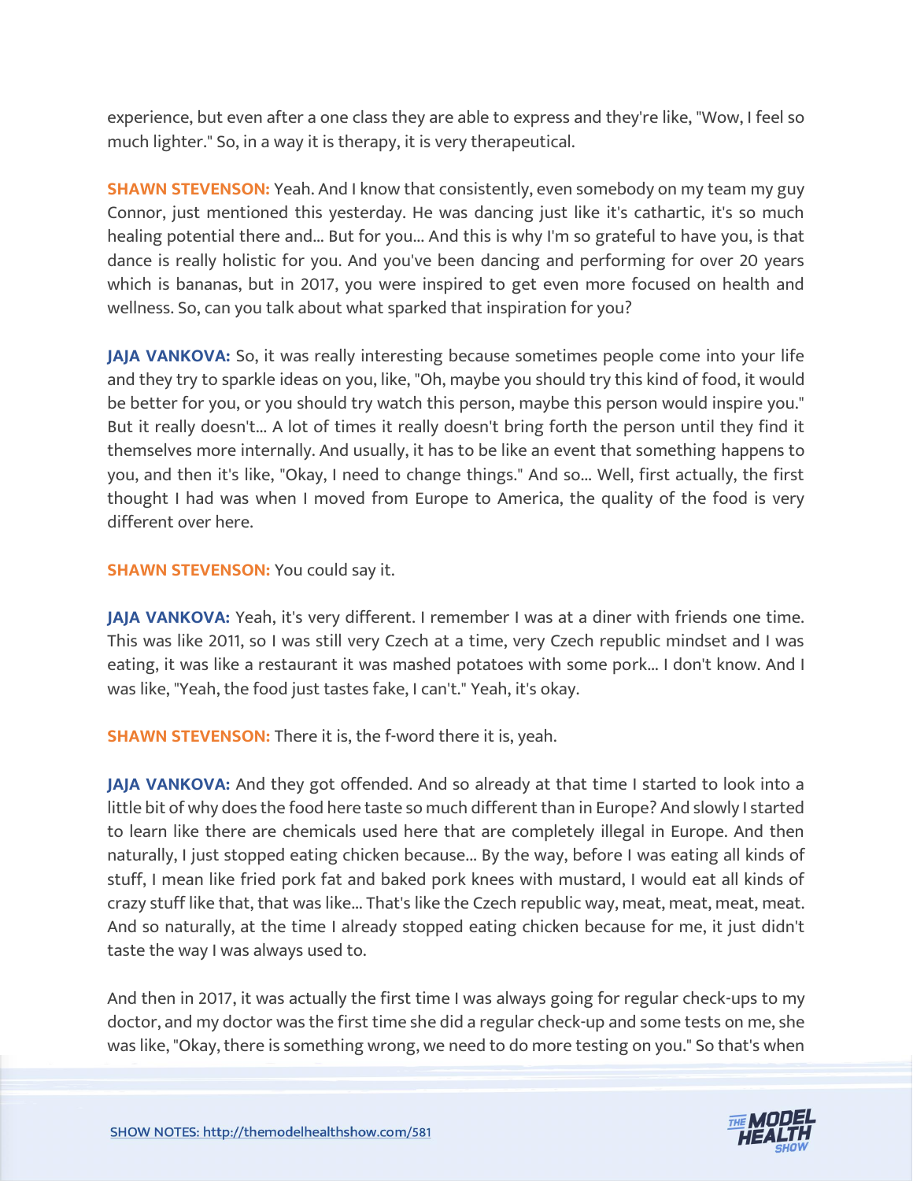experience, but even after a one class they are able to express and they're like, "Wow, I feel so much lighter." So, in a way it is therapy, it is very therapeutical.

**SHAWN STEVENSON:** Yeah. And I know that consistently, even somebody on my team my guy Connor, just mentioned this yesterday. He was dancing just like it's cathartic, it's so much healing potential there and... But for you... And this is why I'm so grateful to have you, is that dance is really holistic for you. And you've been dancing and performing for over 20 years which is bananas, but in 2017, you were inspired to get even more focused on health and wellness. So, can you talk about what sparked that inspiration for you?

**JAJA VANKOVA:** So, it was really interesting because sometimes people come into your life and they try to sparkle ideas on you, like, "Oh, maybe you should try this kind of food, it would be better for you, or you should try watch this person, maybe this person would inspire you." But it really doesn't... A lot of times it really doesn't bring forth the person until they find it themselves more internally. And usually, it has to be like an event that something happens to you, and then it's like, "Okay, I need to change things." And so... Well, first actually, the first thought I had was when I moved from Europe to America, the quality of the food is very different over here.

**SHAWN STEVENSON:** You could say it.

**JAJA VANKOVA:** Yeah, it's very different. I remember I was at a diner with friends one time. This was like 2011, so I was still very Czech at a time, very Czech republic mindset and I was eating, it was like a restaurant it was mashed potatoes with some pork... I don't know. And I was like, "Yeah, the food just tastes fake, I can't." Yeah, it's okay.

**SHAWN STEVENSON:** There it is, the f-word there it is, yeah.

**JAJA VANKOVA:** And they got offended. And so already at that time I started to look into a little bit of why does the food here taste so much different than in Europe? And slowly I started to learn like there are chemicals used here that are completely illegal in Europe. And then naturally, I just stopped eating chicken because... By the way, before I was eating all kinds of stuff, I mean like fried pork fat and baked pork knees with mustard, I would eat all kinds of crazy stuff like that, that was like... That's like the Czech republic way, meat, meat, meat, meat. And so naturally, at the time I already stopped eating chicken because for me, it just didn't taste the way I was always used to.

And then in 2017, it was actually the first time I was always going for regular check-ups to my doctor, and my doctor was the first time she did a regular check-up and some tests on me, she was like, "Okay, there is something wrong, we need to do more testing on you." So that's when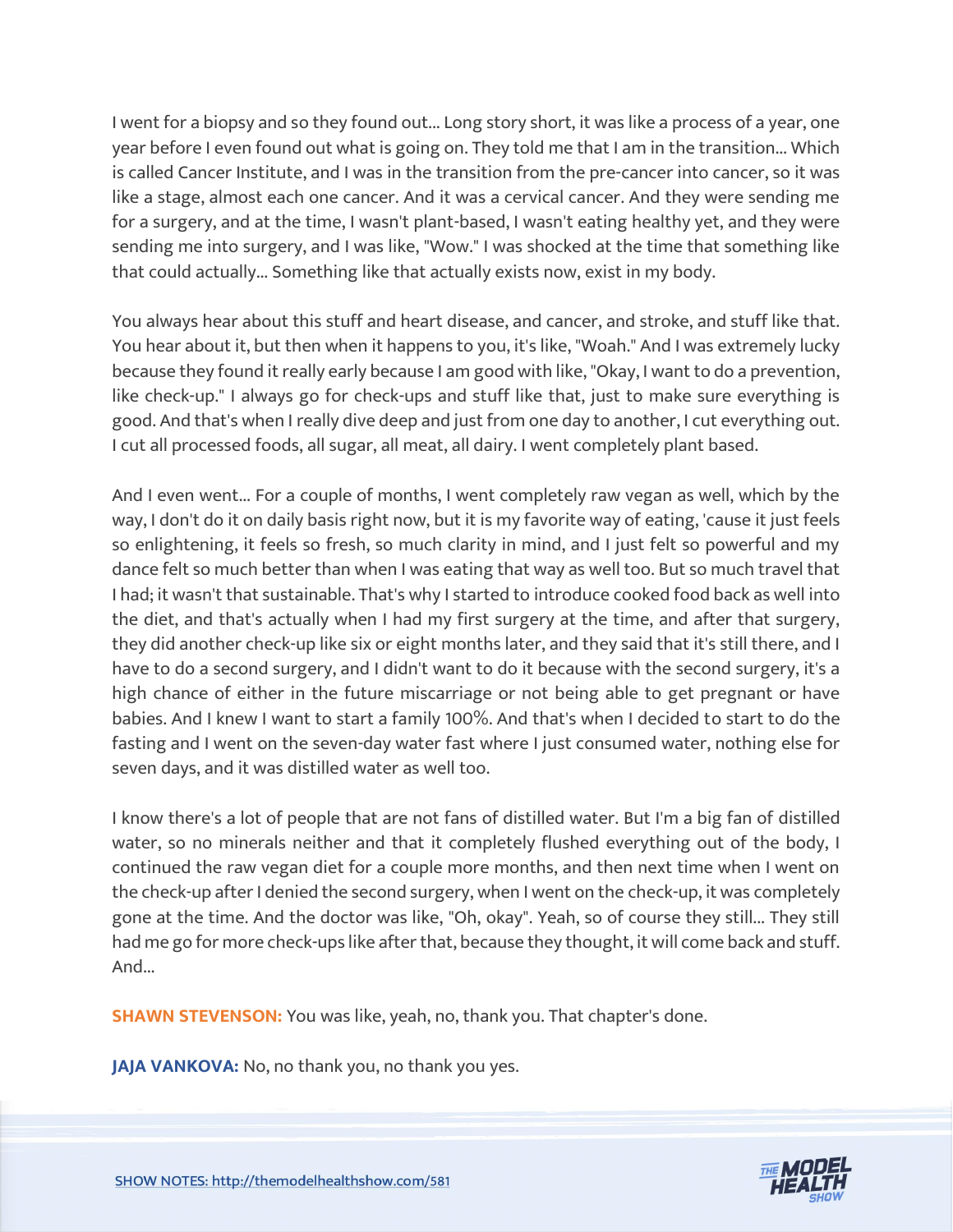I went for a biopsy and so they found out... Long story short, it was like a process of a year, one year before I even found out what is going on. They told me that I am in the transition... Which is called Cancer Institute, and I was in the transition from the pre-cancer into cancer, so it was like a stage, almost each one cancer. And it was a cervical cancer. And they were sending me for a surgery, and at the time, I wasn't plant-based, I wasn't eating healthy yet, and they were sending me into surgery, and I was like, "Wow." I was shocked at the time that something like that could actually... Something like that actually exists now, exist in my body.

You always hear about this stuff and heart disease, and cancer, and stroke, and stuff like that. You hear about it, but then when it happens to you, it's like, "Woah." And I was extremely lucky because they found it really early because I am good with like, "Okay, I want to do a prevention, like check-up." I always go for check-ups and stuff like that, just to make sure everything is good. And that's when I really dive deep and just from one day to another, I cut everything out. I cut all processed foods, all sugar, all meat, all dairy. I went completely plant based.

And I even went... For a couple of months, I went completely raw vegan as well, which by the way, I don't do it on daily basis right now, but it is my favorite way of eating, 'cause it just feels so enlightening, it feels so fresh, so much clarity in mind, and I just felt so powerful and my dance felt so much better than when I was eating that way as well too. But so much travel that I had; it wasn't that sustainable. That's why I started to introduce cooked food back as well into the diet, and that's actually when I had my first surgery at the time, and after that surgery, they did another check-up like six or eight months later, and they said that it's still there, and I have to do a second surgery, and I didn't want to do it because with the second surgery, it's a high chance of either in the future miscarriage or not being able to get pregnant or have babies. And I knew I want to start a family 100%. And that's when I decided to start to do the fasting and I went on the seven-day water fast where I just consumed water, nothing else for seven days, and it was distilled water as well too.

I know there's a lot of people that are not fans of distilled water. But I'm a big fan of distilled water, so no minerals neither and that it completely flushed everything out of the body, I continued the raw vegan diet for a couple more months, and then next time when I went on the check-up after I denied the second surgery, when I went on the check-up, it was completely gone at the time. And the doctor was like, "Oh, okay". Yeah, so of course they still... They still had me go for more check-ups like after that, because they thought, it will come back and stuff. And...

**SHAWN STEVENSON:** You was like, yeah, no, thank you. That chapter's done.

**JAJA VANKOVA:** No, no thank you, no thank you yes.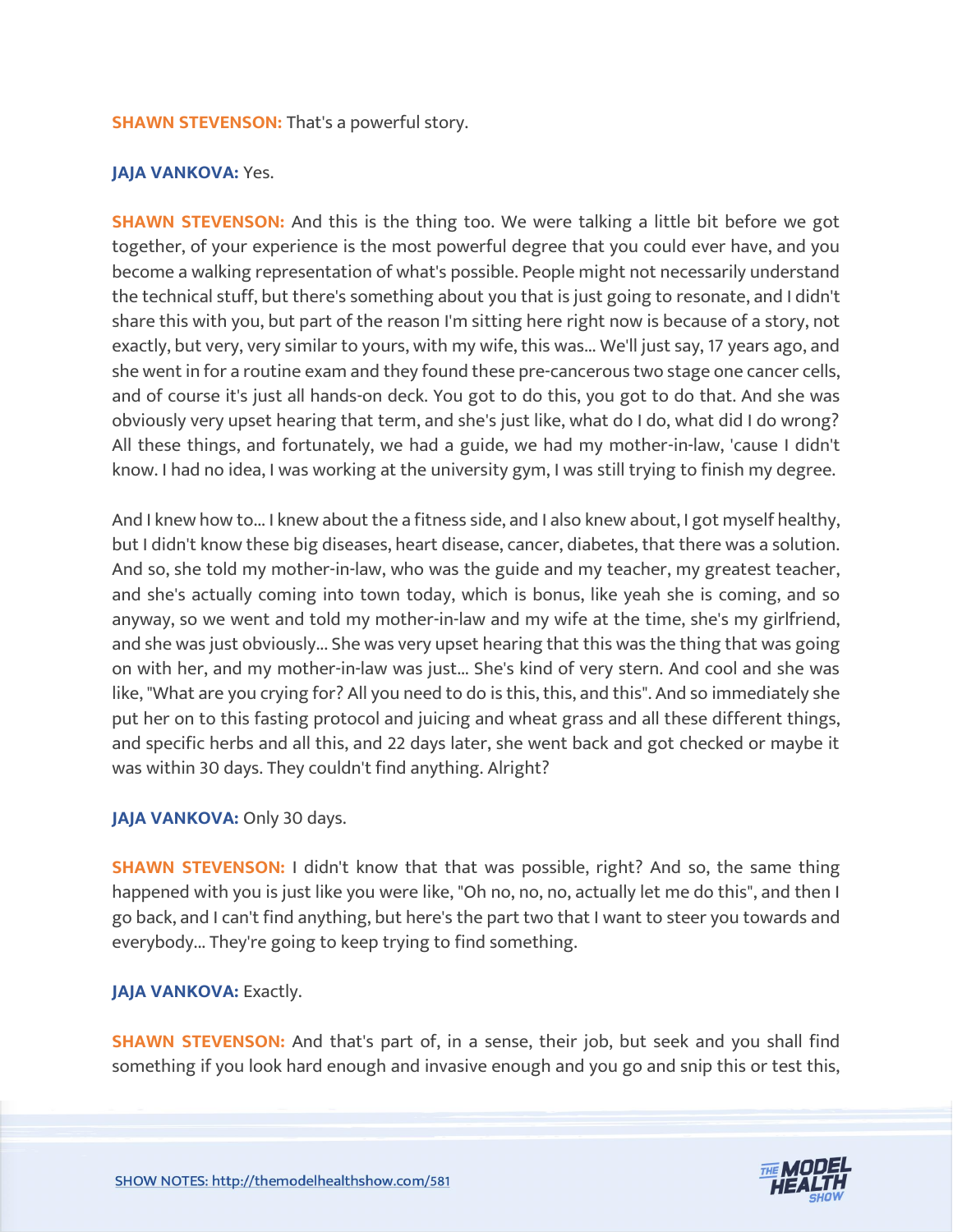**SHAWN STEVENSON:** That's a powerful story.

**JAJA VANKOVA:** Yes.

**SHAWN STEVENSON:** And this is the thing too. We were talking a little bit before we got together, of your experience is the most powerful degree that you could ever have, and you become a walking representation of what's possible. People might not necessarily understand the technical stuff, but there's something about you that is just going to resonate, and I didn't share this with you, but part of the reason I'm sitting here right now is because of a story, not exactly, but very, very similar to yours, with my wife, this was... We'll just say, 17 years ago, and she went in for a routine exam and they found these pre-cancerous two stage one cancer cells, and of course it's just all hands-on deck. You got to do this, you got to do that. And she was obviously very upset hearing that term, and she's just like, what do I do, what did I do wrong? All these things, and fortunately, we had a guide, we had my mother-in-law, 'cause I didn't know. I had no idea, I was working at the university gym, I was still trying to finish my degree.

And I knew how to... I knew about the a fitness side, and I also knew about, I got myself healthy, but I didn't know these big diseases, heart disease, cancer, diabetes, that there was a solution. And so, she told my mother-in-law, who was the guide and my teacher, my greatest teacher, and she's actually coming into town today, which is bonus, like yeah she is coming, and so anyway, so we went and told my mother-in-law and my wife at the time, she's my girlfriend, and she was just obviously... She was very upset hearing that this was the thing that was going on with her, and my mother-in-law was just... She's kind of very stern. And cool and she was like, "What are you crying for? All you need to do is this, this, and this". And so immediately she put her on to this fasting protocol and juicing and wheat grass and all these different things, and specific herbs and all this, and 22 days later, she went back and got checked or maybe it was within 30 days. They couldn't find anything. Alright?

**JAJA VANKOVA:** Only 30 days.

**SHAWN STEVENSON:** I didn't know that that was possible, right? And so, the same thing happened with you is just like you were like, "Oh no, no, no, actually let me do this", and then I go back, and I can't find anything, but here's the part two that I want to steer you towards and everybody... They're going to keep trying to find something.

**JAJA VANKOVA:** Exactly.

**SHAWN STEVENSON:** And that's part of, in a sense, their job, but seek and you shall find something if you look hard enough and invasive enough and you go and snip this or test this,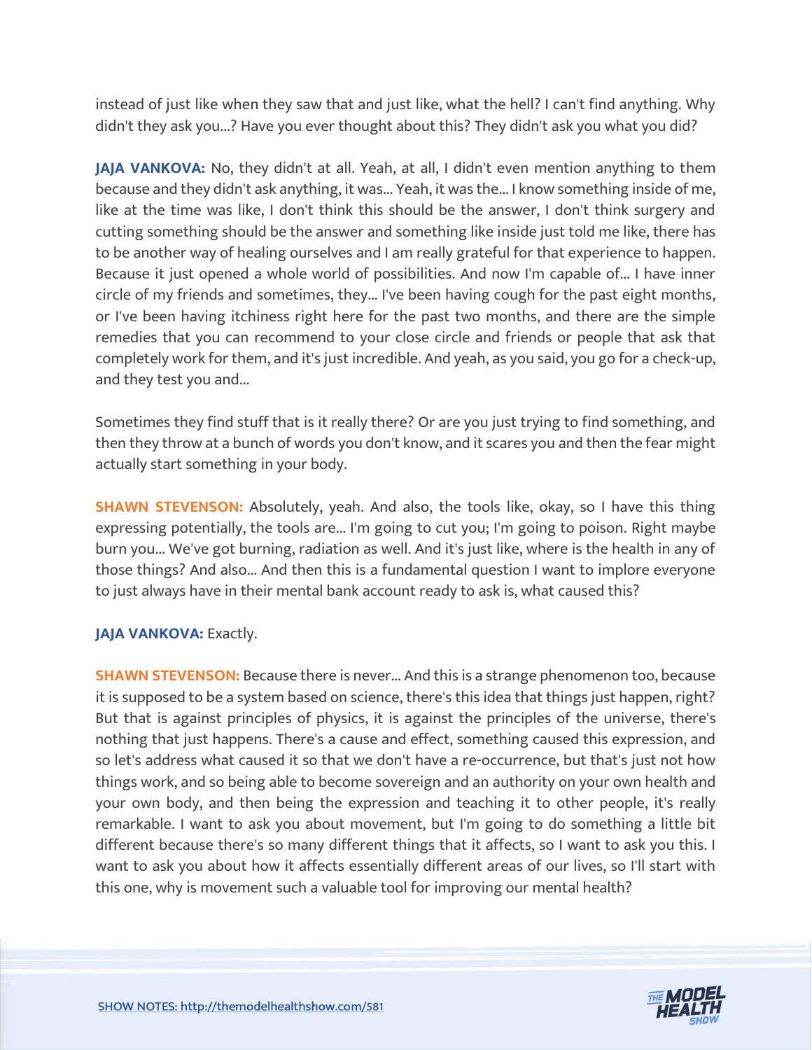instead of just like when they saw that and just like, what the hell? I can't find anything. Why didn't they ask you...? Have you ever thought about this? They didn't ask you what you did?

**JAJA VANKOVA:** No, they didn't at all. Yeah, at all, I didn't even mention anything to them because and they didn't ask anything, it was... Yeah, it was the... I know something inside of me, like at the time was like, I don't think this should be the answer, I don't think surgery and cutting something should be the answer and something like inside just told me like, there has to be another way of healing ourselves and I am really grateful for that experience to happen. Because it just opened a whole world of possibilities. And now I'm capable of... I have inner circle of my friends and sometimes, they... I've been having cough for the past eight months, or I've been having itchiness right here for the past two months, and there are the simple remedies that you can recommend to your close circle and friends or people that ask that completely work for them, and it's just incredible. And yeah, as you said, you go for a check-up, and they test you and...

Sometimes they find stuff that is it really there? Or are you just trying to find something, and then they throw at a bunch of words you don't know, and it scares you and then the fear might actually start something in your body.

**SHAWN STEVENSON:** Absolutely, yeah. And also, the tools like, okay, so I have this thing expressing potentially, the tools are... I'm going to cut you; I'm going to poison. Right maybe burn you... We've got burning, radiation as well. And it's just like, where is the health in any of those things? And also... And then this is a fundamental question I want to implore everyone to just always have in their mental bank account ready to ask is, what caused this?

**JAJA VANKOVA:** Exactly.

**SHAWN STEVENSON:** Because there is never... And this is a strange phenomenon too, because it is supposed to be a system based on science, there's this idea that things just happen, right? But that is against principles of physics, it is against the principles of the universe, there's nothing that just happens. There's a cause and effect, something caused this expression, and so let's address what caused it so that we don't have a re-occurrence, but that's just not how things work, and so being able to become sovereign and an authority on your own health and your own body, and then being the expression and teaching it to other people, it's really remarkable. I want to ask you about movement, but I'm going to do something a little bit different because there's so many different things that it affects, so I want to ask you this. I want to ask you about how it affects essentially different areas of our lives, so I'll start with this one, why is movement such a valuable tool for improving our mental health?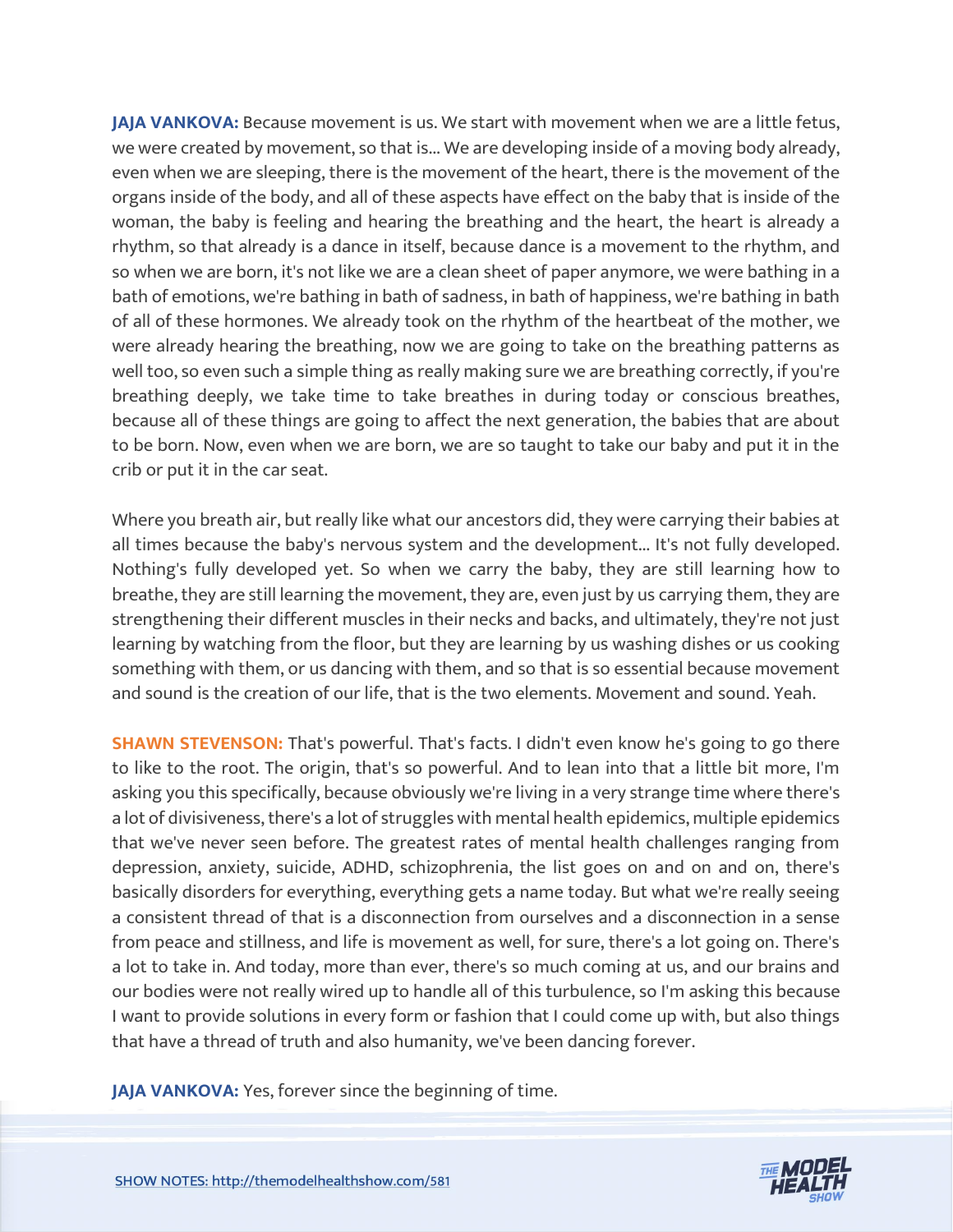**JAJA VANKOVA:** Because movement is us. We start with movement when we are a little fetus, we were created by movement, so that is... We are developing inside of a moving body already, even when we are sleeping, there is the movement of the heart, there is the movement of the organs inside of the body, and all of these aspects have effect on the baby that is inside of the woman, the baby is feeling and hearing the breathing and the heart, the heart is already a rhythm, so that already is a dance in itself, because dance is a movement to the rhythm, and so when we are born, it's not like we are a clean sheet of paper anymore, we were bathing in a bath of emotions, we're bathing in bath of sadness, in bath of happiness, we're bathing in bath of all of these hormones. We already took on the rhythm of the heartbeat of the mother, we were already hearing the breathing, now we are going to take on the breathing patterns as well too, so even such a simple thing as really making sure we are breathing correctly, if you're breathing deeply, we take time to take breathes in during today or conscious breathes, because all of these things are going to affect the next generation, the babies that are about to be born. Now, even when we are born, we are so taught to take our baby and put it in the crib or put it in the car seat.

Where you breath air, but really like what our ancestors did, they were carrying their babies at all times because the baby's nervous system and the development... It's not fully developed. Nothing's fully developed yet. So when we carry the baby, they are still learning how to breathe, they are still learning the movement, they are, even just by us carrying them, they are strengthening their different muscles in their necks and backs, and ultimately, they're not just learning by watching from the floor, but they are learning by us washing dishes or us cooking something with them, or us dancing with them, and so that is so essential because movement and sound is the creation of our life, that is the two elements. Movement and sound. Yeah.

**SHAWN STEVENSON:** That's powerful. That's facts. I didn't even know he's going to go there to like to the root. The origin, that's so powerful. And to lean into that a little bit more, I'm asking you this specifically, because obviously we're living in a very strange time where there's a lot of divisiveness, there's a lot of struggles with mental health epidemics, multiple epidemics that we've never seen before. The greatest rates of mental health challenges ranging from depression, anxiety, suicide, ADHD, schizophrenia, the list goes on and on and on, there's basically disorders for everything, everything gets a name today. But what we're really seeing a consistent thread of that is a disconnection from ourselves and a disconnection in a sense from peace and stillness, and life is movement as well, for sure, there's a lot going on. There's a lot to take in. And today, more than ever, there's so much coming at us, and our brains and our bodies were not really wired up to handle all of this turbulence, so I'm asking this because I want to provide solutions in every form or fashion that I could come up with, but also things that have a thread of truth and also humanity, we've been dancing forever.

**JAJA VANKOVA:** Yes, forever since the beginning of time.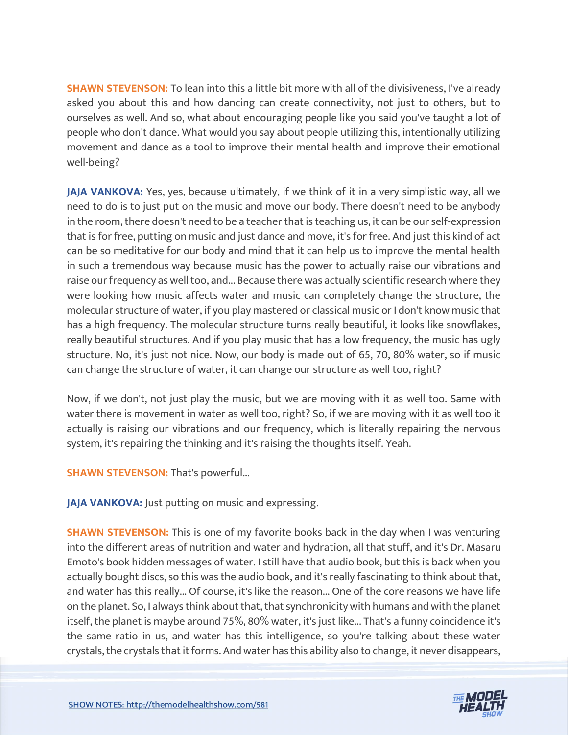**SHAWN STEVENSON:** To lean into this a little bit more with all of the divisiveness, I've already asked you about this and how dancing can create connectivity, not just to others, but to ourselves as well. And so, what about encouraging people like you said you've taught a lot of people who don't dance. What would you say about people utilizing this, intentionally utilizing movement and dance as a tool to improve their mental health and improve their emotional well-being?

**JAJA VANKOVA:** Yes, yes, because ultimately, if we think of it in a very simplistic way, all we need to do is to just put on the music and move our body. There doesn't need to be anybody in the room, there doesn't need to be a teacher that is teaching us, it can be our self-expression that is for free, putting on music and just dance and move, it's for free. And just this kind of act can be so meditative for our body and mind that it can help us to improve the mental health in such a tremendous way because music has the power to actually raise our vibrations and raise our frequency as well too, and... Because there was actually scientific research where they were looking how music affects water and music can completely change the structure, the molecular structure of water, if you play mastered or classical music or I don't know music that has a high frequency. The molecular structure turns really beautiful, it looks like snowflakes, really beautiful structures. And if you play music that has a low frequency, the music has ugly structure. No, it's just not nice. Now, our body is made out of 65, 70, 80% water, so if music can change the structure of water, it can change our structure as well too, right?

Now, if we don't, not just play the music, but we are moving with it as well too. Same with water there is movement in water as well too, right? So, if we are moving with it as well too it actually is raising our vibrations and our frequency, which is literally repairing the nervous system, it's repairing the thinking and it's raising the thoughts itself. Yeah.

**SHAWN STEVENSON:** That's powerful...

**JAJA VANKOVA:** Just putting on music and expressing.

**SHAWN STEVENSON:** This is one of my favorite books back in the day when I was venturing into the different areas of nutrition and water and hydration, all that stuff, and it's Dr. Masaru Emoto's book hidden messages of water. I still have that audio book, but this is back when you actually bought discs, so this was the audio book, and it's really fascinating to think about that, and water has this really... Of course, it's like the reason... One of the core reasons we have life on the planet. So, I always think about that, that synchronicity with humans and with the planet itself, the planet is maybe around 75%, 80% water, it's just like... That's a funny coincidence it's the same ratio in us, and water has this intelligence, so you're talking about these water crystals, the crystals that it forms. And water has this ability also to change, it never disappears,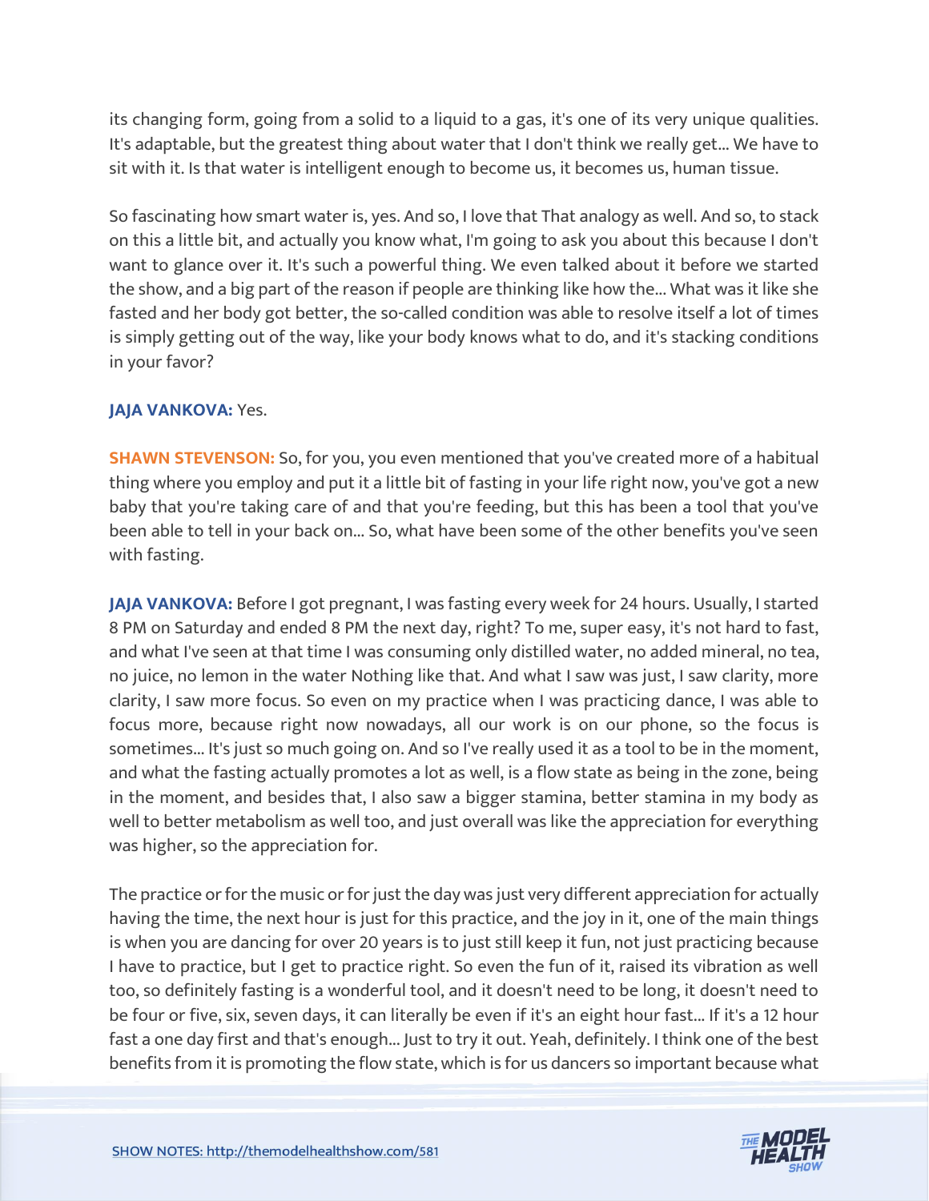its changing form, going from a solid to a liquid to a gas, it's one of its very unique qualities. It's adaptable, but the greatest thing about water that I don't think we really get... We have to sit with it. Is that water is intelligent enough to become us, it becomes us, human tissue.

So fascinating how smart water is, yes. And so, I love that That analogy as well. And so, to stack on this a little bit, and actually you know what, I'm going to ask you about this because I don't want to glance over it. It's such a powerful thing. We even talked about it before we started the show, and a big part of the reason if people are thinking like how the... What was it like she fasted and her body got better, the so-called condition was able to resolve itself a lot of times is simply getting out of the way, like your body knows what to do, and it's stacking conditions in your favor?

**JAJA VANKOVA:** Yes.

**SHAWN STEVENSON:** So, for you, you even mentioned that you've created more of a habitual thing where you employ and put it a little bit of fasting in your life right now, you've got a new baby that you're taking care of and that you're feeding, but this has been a tool that you've been able to tell in your back on... So, what have been some of the other benefits you've seen with fasting.

**JAJA VANKOVA:** Before I got pregnant, I was fasting every week for 24 hours. Usually, I started 8 PM on Saturday and ended 8 PM the next day, right? To me, super easy, it's not hard to fast, and what I've seen at that time I was consuming only distilled water, no added mineral, no tea, no juice, no lemon in the water Nothing like that. And what I saw was just, I saw clarity, more clarity, I saw more focus. So even on my practice when I was practicing dance, I was able to focus more, because right now nowadays, all our work is on our phone, so the focus is sometimes... It's just so much going on. And so I've really used it as a tool to be in the moment, and what the fasting actually promotes a lot as well, is a flow state as being in the zone, being in the moment, and besides that, I also saw a bigger stamina, better stamina in my body as well to better metabolism as well too, and just overall was like the appreciation for everything was higher, so the appreciation for.

The practice or for the music or for just the day was just very different appreciation for actually having the time, the next hour is just for this practice, and the joy in it, one of the main things is when you are dancing for over 20 years is to just still keep it fun, not just practicing because I have to practice, but I get to practice right. So even the fun of it, raised its vibration as well too, so definitely fasting is a wonderful tool, and it doesn't need to be long, it doesn't need to be four or five, six, seven days, it can literally be even if it's an eight hour fast... If it's a 12 hour fast a one day first and that's enough... Just to try it out. Yeah, definitely. I think one of the best benefits from it is promoting the flow state, which is for us dancers so important because what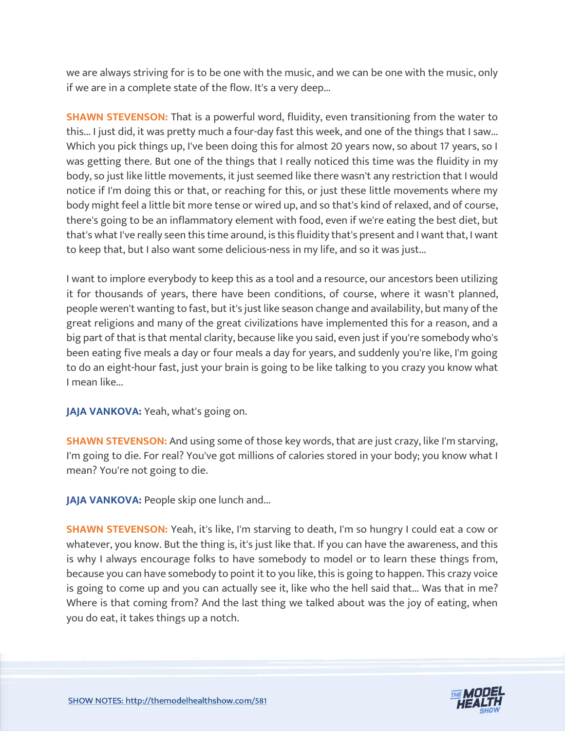we are always striving for is to be one with the music, and we can be one with the music, only if we are in a complete state of the flow. It's a very deep...

**SHAWN STEVENSON:** That is a powerful word, fluidity, even transitioning from the water to this... I just did, it was pretty much a four-day fast this week, and one of the things that I saw... Which you pick things up, I've been doing this for almost 20 years now, so about 17 years, so I was getting there. But one of the things that I really noticed this time was the fluidity in my body, so just like little movements, it just seemed like there wasn't any restriction that I would notice if I'm doing this or that, or reaching for this, or just these little movements where my body might feel a little bit more tense or wired up, and so that's kind of relaxed, and of course, there's going to be an inflammatory element with food, even if we're eating the best diet, but that's what I've really seen this time around, is this fluidity that's present and I want that, I want to keep that, but I also want some delicious-ness in my life, and so it was just...

I want to implore everybody to keep this as a tool and a resource, our ancestors been utilizing it for thousands of years, there have been conditions, of course, where it wasn't planned, people weren't wanting to fast, but it's just like season change and availability, but many of the great religions and many of the great civilizations have implemented this for a reason, and a big part of that is that mental clarity, because like you said, even just if you're somebody who's been eating five meals a day or four meals a day for years, and suddenly you're like, I'm going to do an eight-hour fast, just your brain is going to be like talking to you crazy you know what I mean like...

**JAJA VANKOVA:** Yeah, what's going on.

**SHAWN STEVENSON:** And using some of those key words, that are just crazy, like I'm starving, I'm going to die. For real? You've got millions of calories stored in your body; you know what I mean? You're not going to die.

**JAJA VANKOVA:** People skip one lunch and...

**SHAWN STEVENSON:** Yeah, it's like, I'm starving to death, I'm so hungry I could eat a cow or whatever, you know. But the thing is, it's just like that. If you can have the awareness, and this is why I always encourage folks to have somebody to model or to learn these things from, because you can have somebody to point it to you like, this is going to happen. This crazy voice is going to come up and you can actually see it, like who the hell said that... Was that in me? Where is that coming from? And the last thing we talked about was the joy of eating, when you do eat, it takes things up a notch.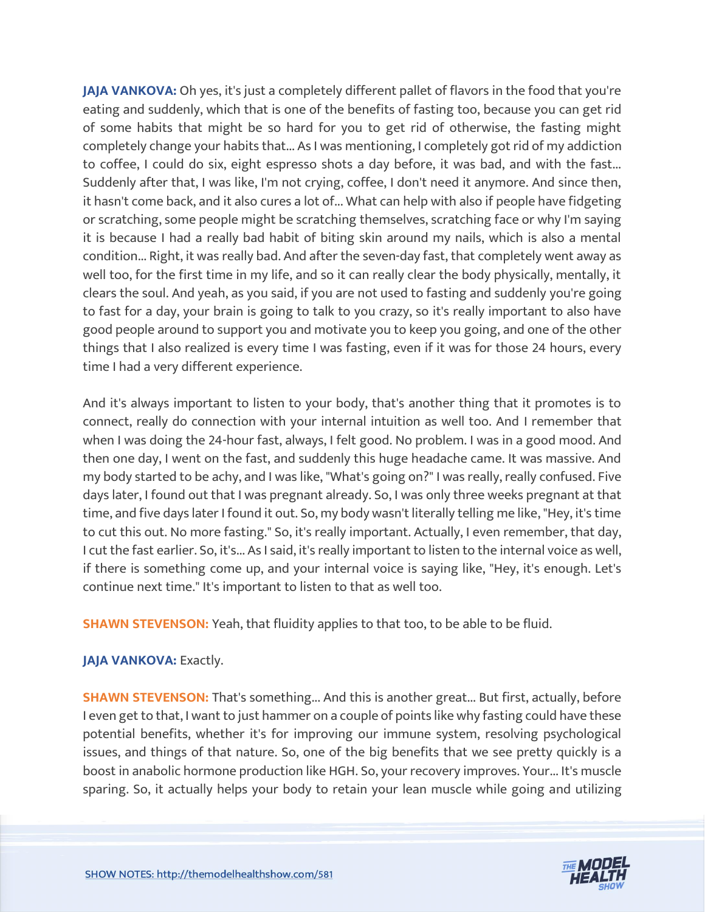**JAJA VANKOVA:** Oh yes, it's just a completely different pallet of flavors in the food that you're eating and suddenly, which that is one of the benefits of fasting too, because you can get rid of some habits that might be so hard for you to get rid of otherwise, the fasting might completely change your habits that... As I was mentioning, I completely got rid of my addiction to coffee, I could do six, eight espresso shots a day before, it was bad, and with the fast... Suddenly after that, I was like, I'm not crying, coffee, I don't need it anymore. And since then, it hasn't come back, and it also cures a lot of... What can help with also if people have fidgeting or scratching, some people might be scratching themselves, scratching face or why I'm saying it is because I had a really bad habit of biting skin around my nails, which is also a mental condition... Right, it was really bad. And after the seven-day fast, that completely went away as well too, for the first time in my life, and so it can really clear the body physically, mentally, it clears the soul. And yeah, as you said, if you are not used to fasting and suddenly you're going to fast for a day, your brain is going to talk to you crazy, so it's really important to also have good people around to support you and motivate you to keep you going, and one of the other things that I also realized is every time I was fasting, even if it was for those 24 hours, every time I had a very different experience.

And it's always important to listen to your body, that's another thing that it promotes is to connect, really do connection with your internal intuition as well too. And I remember that when I was doing the 24-hour fast, always, I felt good. No problem. I was in a good mood. And then one day, I went on the fast, and suddenly this huge headache came. It was massive. And my body started to be achy, and I was like, "What's going on?" I was really, really confused. Five days later, I found out that I was pregnant already. So, I was only three weeks pregnant at that time, and five days later I found it out. So, my body wasn't literally telling me like, "Hey, it's time to cut this out. No more fasting." So, it's really important. Actually, I even remember, that day, I cut the fast earlier. So, it's... As I said, it's really important to listen to the internal voice as well, if there is something come up, and your internal voice is saying like, "Hey, it's enough. Let's continue next time." It's important to listen to that as well too.

**SHAWN STEVENSON:** Yeah, that fluidity applies to that too, to be able to be fluid.

**JAJA VANKOVA:** Exactly.

**SHAWN STEVENSON:** That's something... And this is another great... But first, actually, before I even get to that, I want to just hammer on a couple of points like why fasting could have these potential benefits, whether it's for improving our immune system, resolving psychological issues, and things of that nature. So, one of the big benefits that we see pretty quickly is a boost in anabolic hormone production like HGH. So, your recovery improves. Your... It's muscle sparing. So, it actually helps your body to retain your lean muscle while going and utilizing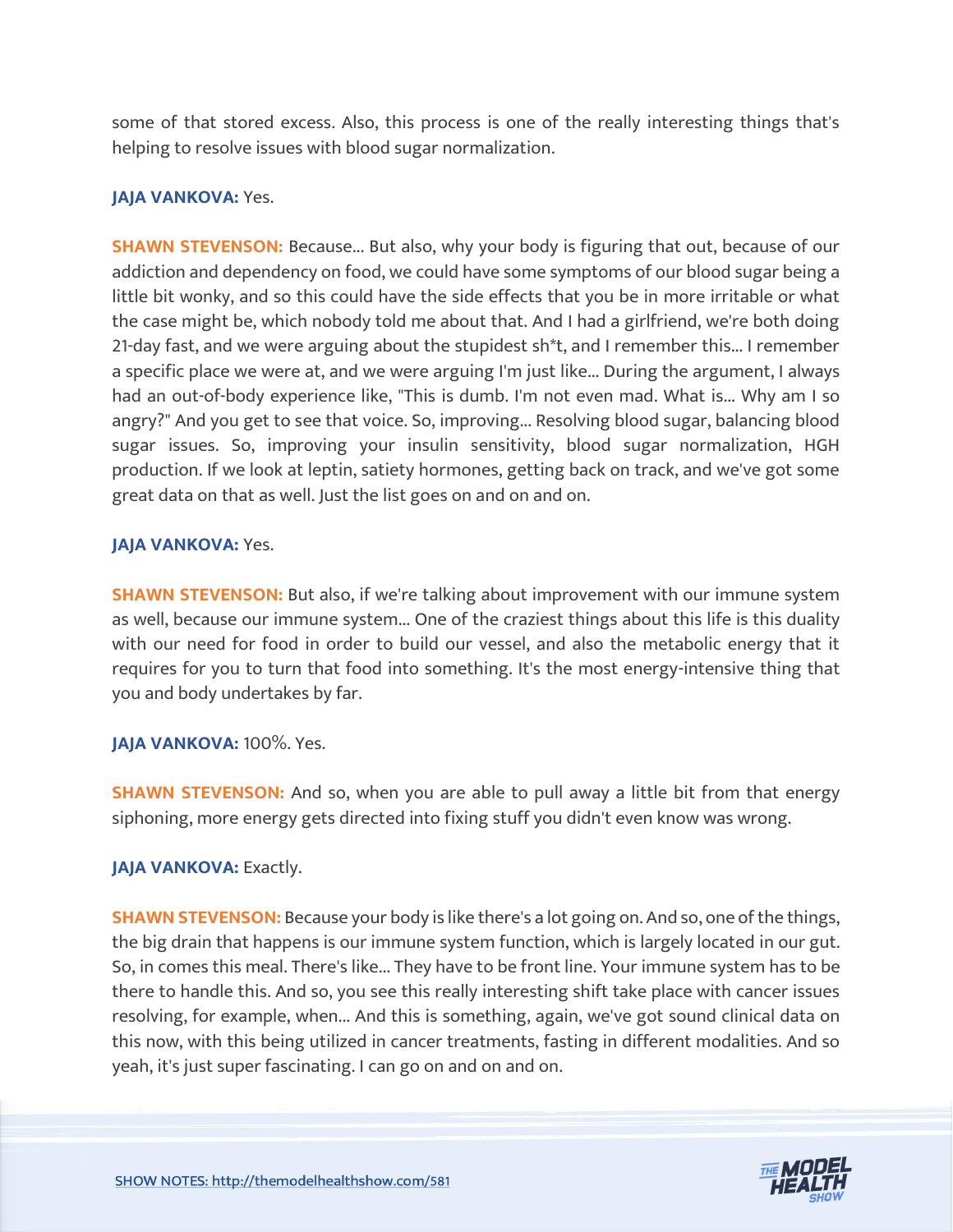some of that stored excess. Also, this process is one of the really interesting things that's helping to resolve issues with blood sugar normalization.

**JAJA VANKOVA:** Yes.

**SHAWN STEVENSON:** Because... But also, why your body is figuring that out, because of our addiction and dependency on food, we could have some symptoms of our blood sugar being a little bit wonky, and so this could have the side effects that you be in more irritable or what the case might be, which nobody told me about that. And I had a girlfriend, we're both doing 21-day fast, and we were arguing about the stupidest sh*t, and I remember this... I remember a specific place we were at, and we were arguing I'm just like... During the argument, I always had an out-of-body experience like, "This is dumb. I'm not even mad. What is... Why am I so angry?" And you get to see that voice. So, improving... Resolving blood sugar, balancing blood sugar issues. So, improving your insulin sensitivity, blood sugar normalization, HGH production. If we look at leptin, satiety hormones, getting back on track, and we've got some great data on that as well. Just the list goes on and on and on.

**JAJA VANKOVA:** Yes.

**SHAWN STEVENSON:** But also, if we're talking about improvement with our immune system as well, because our immune system... One of the craziest things about this life is this duality with our need for food in order to build our vessel, and also the metabolic energy that it requires for you to turn that food into something. It's the most energy-intensive thing that you and body undertakes by far.

**JAJA VANKOVA:** 100%. Yes.

**SHAWN STEVENSON:** And so, when you are able to pull away a little bit from that energy siphoning, more energy gets directed into fixing stuff you didn't even know was wrong.

**JAJA VANKOVA:** Exactly.

**SHAWN STEVENSON:** Because your body is like there's a lot going on. And so, one of the things, the big drain that happens is our immune system function, which is largely located in our gut. So, in comes this meal. There's like... They have to be front line. Your immune system has to be there to handle this. And so, you see this really interesting shift take place with cancer issues resolving, for example, when... And this is something, again, we've got sound clinical data on this now, with this being utilized in cancer treatments, fasting in different modalities. And so yeah, it's just super fascinating. I can go on and on and on.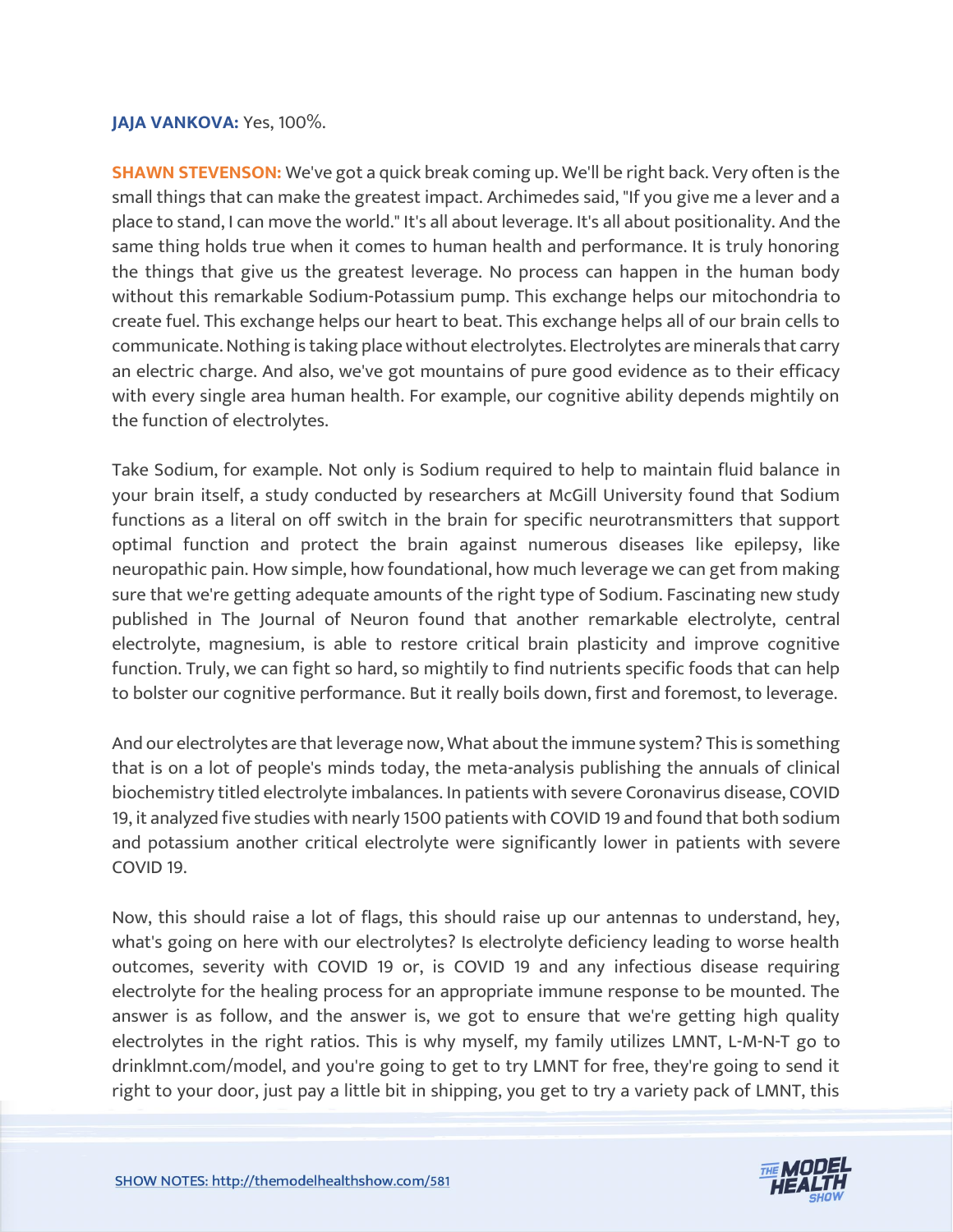**JAJA VANKOVA:** Yes, 100%.

**SHAWN STEVENSON:** We've got a quick break coming up. We'll be right back. Very often is the small things that can make the greatest impact. Archimedes said, "If you give me a lever and a place to stand, I can move the world." It's all about leverage. It's all about positionality. And the same thing holds true when it comes to human health and performance. It is truly honoring the things that give us the greatest leverage. No process can happen in the human body without this remarkable Sodium-Potassium pump. This exchange helps our mitochondria to create fuel. This exchange helps our heart to beat. This exchange helps all of our brain cells to communicate. Nothing is taking place without electrolytes. Electrolytes are minerals that carry an electric charge. And also, we've got mountains of pure good evidence as to their efficacy with every single area human health. For example, our cognitive ability depends mightily on the function of electrolytes.

Take Sodium, for example. Not only is Sodium required to help to maintain fluid balance in your brain itself, a study conducted by researchers at McGill University found that Sodium functions as a literal on off switch in the brain for specific neurotransmitters that support optimal function and protect the brain against numerous diseases like epilepsy, like neuropathic pain. How simple, how foundational, how much leverage we can get from making sure that we're getting adequate amounts of the right type of Sodium. Fascinating new study published in The Journal of Neuron found that another remarkable electrolyte, central electrolyte, magnesium, is able to restore critical brain plasticity and improve cognitive function. Truly, we can fight so hard, so mightily to find nutrients specific foods that can help to bolster our cognitive performance. But it really boils down, first and foremost, to leverage.

And our electrolytes are that leverage now, What about the immune system? This is something that is on a lot of people's minds today, the meta-analysis publishing the annuals of clinical biochemistry titled electrolyte imbalances. In patients with severe Coronavirus disease, COVID 19, it analyzed five studies with nearly 1500 patients with COVID 19 and found that both sodium and potassium another critical electrolyte were significantly lower in patients with severe COVID 19.

Now, this should raise a lot of flags, this should raise up our antennas to understand, hey, what's going on here with our electrolytes? Is electrolyte deficiency leading to worse health outcomes, severity with COVID 19 or, is COVID 19 and any infectious disease requiring electrolyte for the healing process for an appropriate immune response to be mounted. The answer is as follow, and the answer is, we got to ensure that we're getting high quality electrolytes in the right ratios. This is why myself, my family utilizes LMNT, L-M-N-T go to drinklmnt.com/model, and you're going to get to try LMNT for free, they're going to send it right to your door, just pay a little bit in shipping, you get to try a variety pack of LMNT, this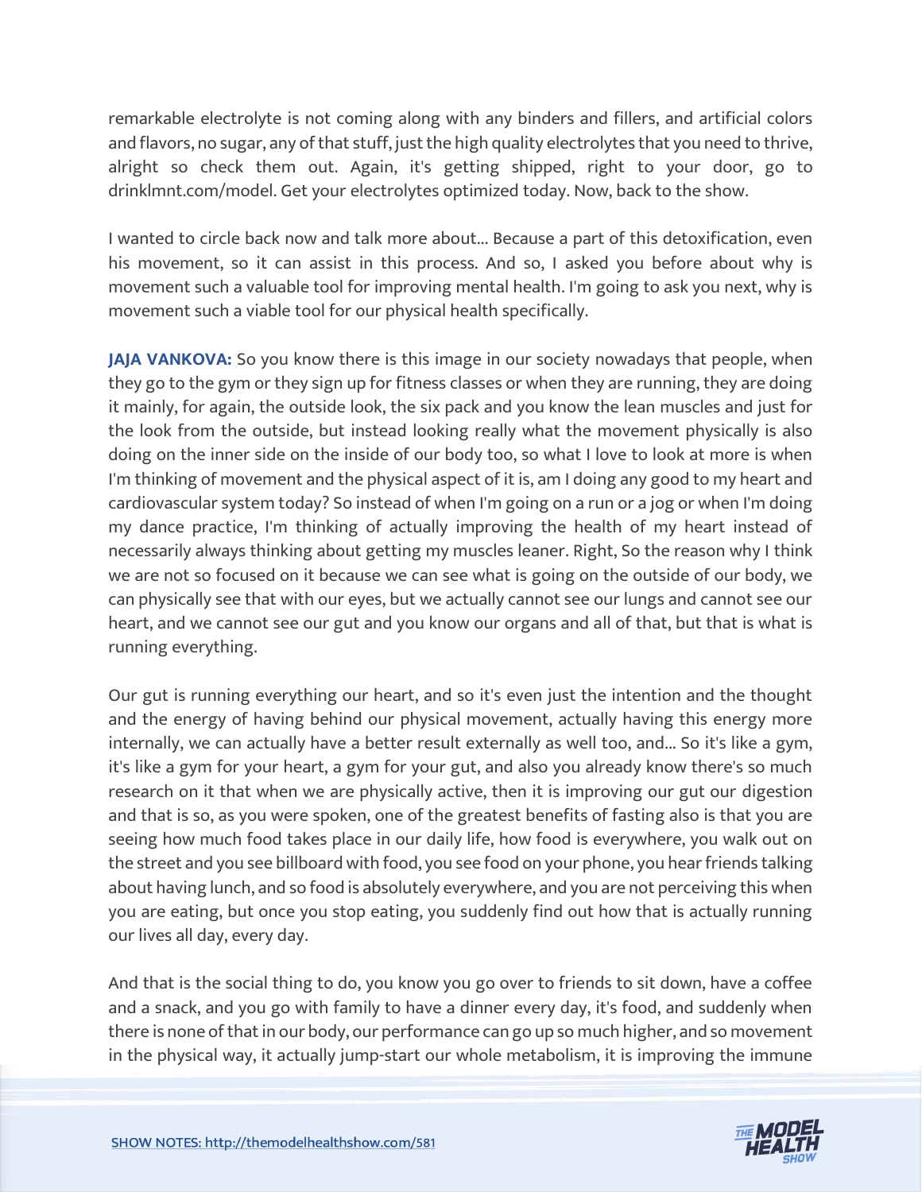remarkable electrolyte is not coming along with any binders and fillers, and artificial colors and flavors, no sugar, any of that stuff, just the high quality electrolytes that you need to thrive, alright so check them out. Again, it's getting shipped, right to your door, go to drinklmnt.com/model. Get your electrolytes optimized today. Now, back to the show.

I wanted to circle back now and talk more about... Because a part of this detoxification, even his movement, so it can assist in this process. And so, I asked you before about why is movement such a valuable tool for improving mental health. I'm going to ask you next, why is movement such a viable tool for our physical health specifically.

**JAJA VANKOVA:** So you know there is this image in our society nowadays that people, when they go to the gym or they sign up for fitness classes or when they are running, they are doing it mainly, for again, the outside look, the six pack and you know the lean muscles and just for the look from the outside, but instead looking really what the movement physically is also doing on the inner side on the inside of our body too, so what I love to look at more is when I'm thinking of movement and the physical aspect of it is, am I doing any good to my heart and cardiovascular system today? So instead of when I'm going on a run or a jog or when I'm doing my dance practice, I'm thinking of actually improving the health of my heart instead of necessarily always thinking about getting my muscles leaner. Right, So the reason why I think we are not so focused on it because we can see what is going on the outside of our body, we can physically see that with our eyes, but we actually cannot see our lungs and cannot see our heart, and we cannot see our gut and you know our organs and all of that, but that is what is running everything.

Our gut is running everything our heart, and so it's even just the intention and the thought and the energy of having behind our physical movement, actually having this energy more internally, we can actually have a better result externally as well too, and... So it's like a gym, it's like a gym for your heart, a gym for your gut, and also you already know there's so much research on it that when we are physically active, then it is improving our gut our digestion and that is so, as you were spoken, one of the greatest benefits of fasting also is that you are seeing how much food takes place in our daily life, how food is everywhere, you walk out on the street and you see billboard with food, you see food on your phone, you hear friends talking about having lunch, and so food is absolutely everywhere, and you are not perceiving this when you are eating, but once you stop eating, you suddenly find out how that is actually running our lives all day, every day.

And that is the social thing to do, you know you go over to friends to sit down, have a coffee and a snack, and you go with family to have a dinner every day, it's food, and suddenly when there is none of that in our body, our performance can go up so much higher, and so movement in the physical way, it actually jump-start our whole metabolism, it is improving the immune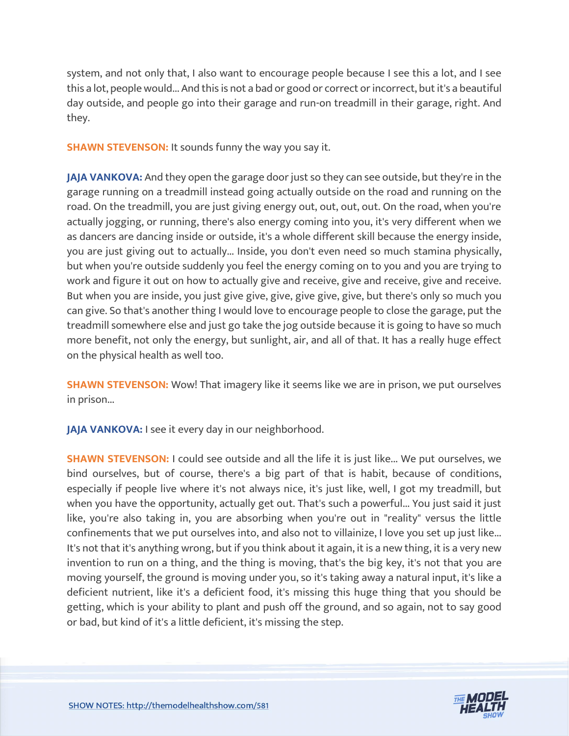system, and not only that, I also want to encourage people because I see this a lot, and I see this a lot, people would... And this is not a bad or good or correct or incorrect, but it's a beautiful day outside, and people go into their garage and run-on treadmill in their garage, right. And they.

**SHAWN STEVENSON:** It sounds funny the way you say it.

**JAJA VANKOVA:** And they open the garage door just so they can see outside, but they're in the garage running on a treadmill instead going actually outside on the road and running on the road. On the treadmill, you are just giving energy out, out, out, out. On the road, when you're actually jogging, or running, there's also energy coming into you, it's very different when we as dancers are dancing inside or outside, it's a whole different skill because the energy inside, you are just giving out to actually... Inside, you don't even need so much stamina physically, but when you're outside suddenly you feel the energy coming on to you and you are trying to work and figure it out on how to actually give and receive, give and receive, give and receive. But when you are inside, you just give give, give, give give, give, but there's only so much you can give. So that's another thing I would love to encourage people to close the garage, put the treadmill somewhere else and just go take the jog outside because it is going to have so much more benefit, not only the energy, but sunlight, air, and all of that. It has a really huge effect on the physical health as well too.

**SHAWN STEVENSON:** Wow! That imagery like it seems like we are in prison, we put ourselves in prison...

**JAJA VANKOVA:** I see it every day in our neighborhood.

**SHAWN STEVENSON:** I could see outside and all the life it is just like... We put ourselves, we bind ourselves, but of course, there's a big part of that is habit, because of conditions, especially if people live where it's not always nice, it's just like, well, I got my treadmill, but when you have the opportunity, actually get out. That's such a powerful... You just said it just like, you're also taking in, you are absorbing when you're out in "reality" versus the little confinements that we put ourselves into, and also not to villainize, I love you set up just like... It's not that it's anything wrong, but if you think about it again, it is a new thing, it is a very new invention to run on a thing, and the thing is moving, that's the big key, it's not that you are moving yourself, the ground is moving under you, so it's taking away a natural input, it's like a deficient nutrient, like it's a deficient food, it's missing this huge thing that you should be getting, which is your ability to plant and push off the ground, and so again, not to say good or bad, but kind of it's a little deficient, it's missing the step.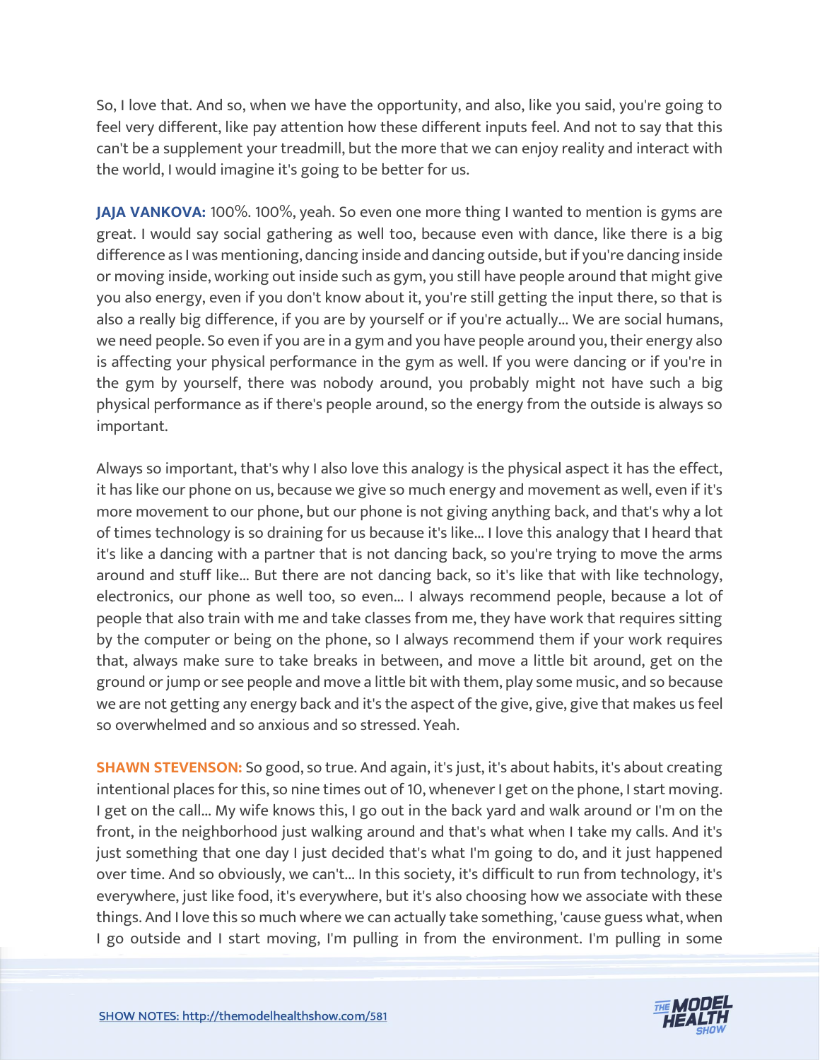So, I love that. And so, when we have the opportunity, and also, like you said, you're going to feel very different, like pay attention how these different inputs feel. And not to say that this can't be a supplement your treadmill, but the more that we can enjoy reality and interact with the world, I would imagine it's going to be better for us.

**JAJA VANKOVA:** 100%. 100%, yeah. So even one more thing I wanted to mention is gyms are great. I would say social gathering as well too, because even with dance, like there is a big difference as I was mentioning, dancing inside and dancing outside, but if you're dancing inside or moving inside, working out inside such as gym, you still have people around that might give you also energy, even if you don't know about it, you're still getting the input there, so that is also a really big difference, if you are by yourself or if you're actually... We are social humans, we need people. So even if you are in a gym and you have people around you, their energy also is affecting your physical performance in the gym as well. If you were dancing or if you're in the gym by yourself, there was nobody around, you probably might not have such a big physical performance as if there's people around, so the energy from the outside is always so important.

Always so important, that's why I also love this analogy is the physical aspect it has the effect, it has like our phone on us, because we give so much energy and movement as well, even if it's more movement to our phone, but our phone is not giving anything back, and that's why a lot of times technology is so draining for us because it's like... I love this analogy that I heard that it's like a dancing with a partner that is not dancing back, so you're trying to move the arms around and stuff like... But there are not dancing back, so it's like that with like technology, electronics, our phone as well too, so even... I always recommend people, because a lot of people that also train with me and take classes from me, they have work that requires sitting by the computer or being on the phone, so I always recommend them if your work requires that, always make sure to take breaks in between, and move a little bit around, get on the ground or jump or see people and move a little bit with them, play some music, and so because we are not getting any energy back and it's the aspect of the give, give, give that makes us feel so overwhelmed and so anxious and so stressed. Yeah.

**SHAWN STEVENSON:** So good, so true. And again, it's just, it's about habits, it's about creating intentional places for this, so nine times out of 10, whenever I get on the phone, I start moving. I get on the call... My wife knows this, I go out in the back yard and walk around or I'm on the front, in the neighborhood just walking around and that's what when I take my calls. And it's just something that one day I just decided that's what I'm going to do, and it just happened over time. And so obviously, we can't... In this society, it's difficult to run from technology, it's everywhere, just like food, it's everywhere, but it's also choosing how we associate with these things. And I love this so much where we can actually take something, 'cause guess what, when I go outside and I start moving, I'm pulling in from the environment. I'm pulling in some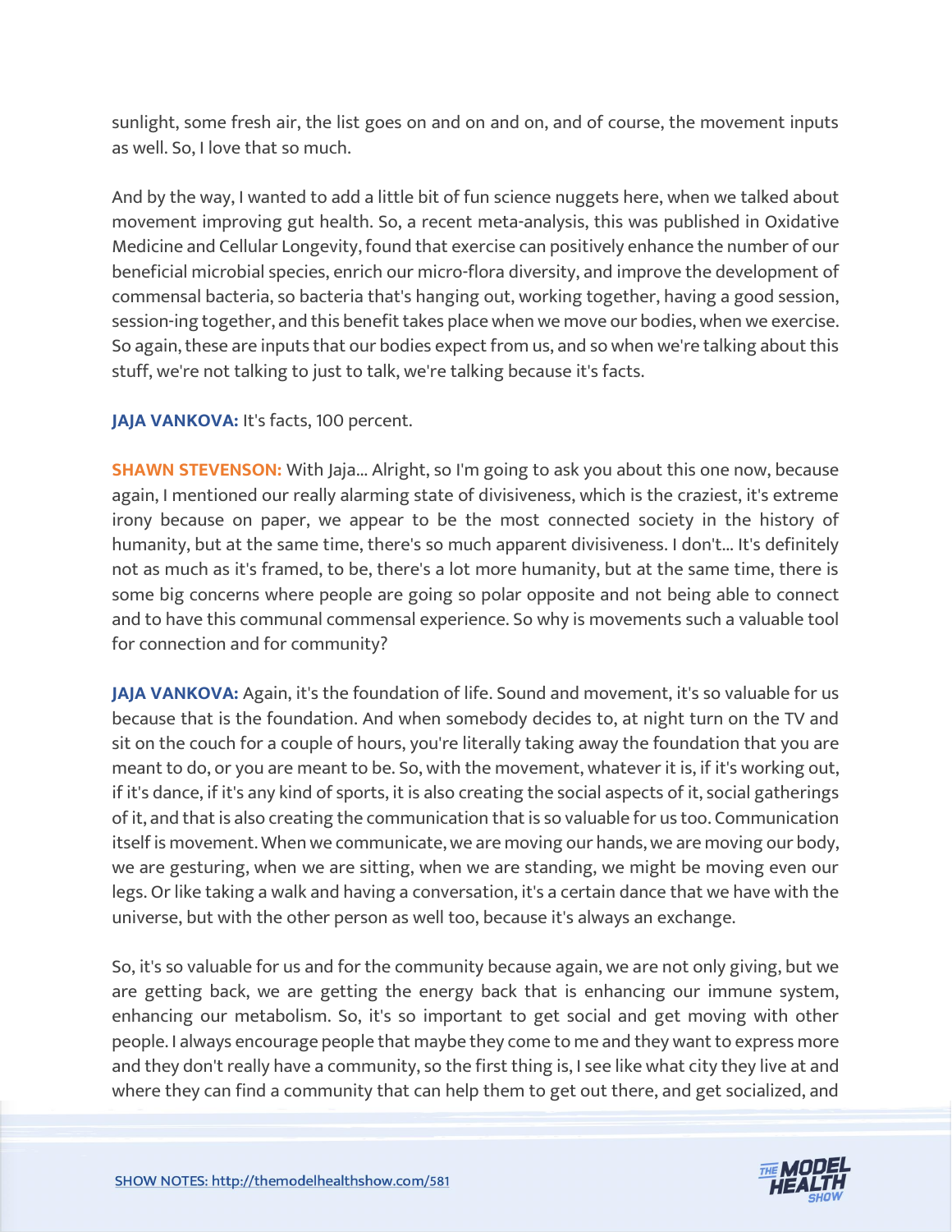sunlight, some fresh air, the list goes on and on and on, and of course, the movement inputs as well. So, I love that so much.

And by the way, I wanted to add a little bit of fun science nuggets here, when we talked about movement improving gut health. So, a recent meta-analysis, this was published in Oxidative Medicine and Cellular Longevity, found that exercise can positively enhance the number of our beneficial microbial species, enrich our micro-flora diversity, and improve the development of commensal bacteria, so bacteria that's hanging out, working together, having a good session, session-ing together, and this benefit takes place when we move our bodies, when we exercise. So again, these are inputs that our bodies expect from us, and so when we're talking about this stuff, we're not talking to just to talk, we're talking because it's facts.

**JAJA VANKOVA:** It's facts, 100 percent.

**SHAWN STEVENSON:** With Jaja... Alright, so I'm going to ask you about this one now, because again, I mentioned our really alarming state of divisiveness, which is the craziest, it's extreme irony because on paper, we appear to be the most connected society in the history of humanity, but at the same time, there's so much apparent divisiveness. I don't... It's definitely not as much as it's framed, to be, there's a lot more humanity, but at the same time, there is some big concerns where people are going so polar opposite and not being able to connect and to have this communal commensal experience. So why is movements such a valuable tool for connection and for community?

**JAJA VANKOVA:** Again, it's the foundation of life. Sound and movement, it's so valuable for us because that is the foundation. And when somebody decides to, at night turn on the TV and sit on the couch for a couple of hours, you're literally taking away the foundation that you are meant to do, or you are meant to be. So, with the movement, whatever it is, if it's working out, if it's dance, if it's any kind of sports, it is also creating the social aspects of it, social gatherings of it, and that is also creating the communication that is so valuable for us too. Communication itself is movement. When we communicate, we are moving our hands, we are moving our body, we are gesturing, when we are sitting, when we are standing, we might be moving even our legs. Or like taking a walk and having a conversation, it's a certain dance that we have with the universe, but with the other person as well too, because it's always an exchange.

So, it's so valuable for us and for the community because again, we are not only giving, but we are getting back, we are getting the energy back that is enhancing our immune system, enhancing our metabolism. So, it's so important to get social and get moving with other people. I always encourage people that maybe they come to me and they want to express more and they don't really have a community, so the first thing is, I see like what city they live at and where they can find a community that can help them to get out there, and get socialized, and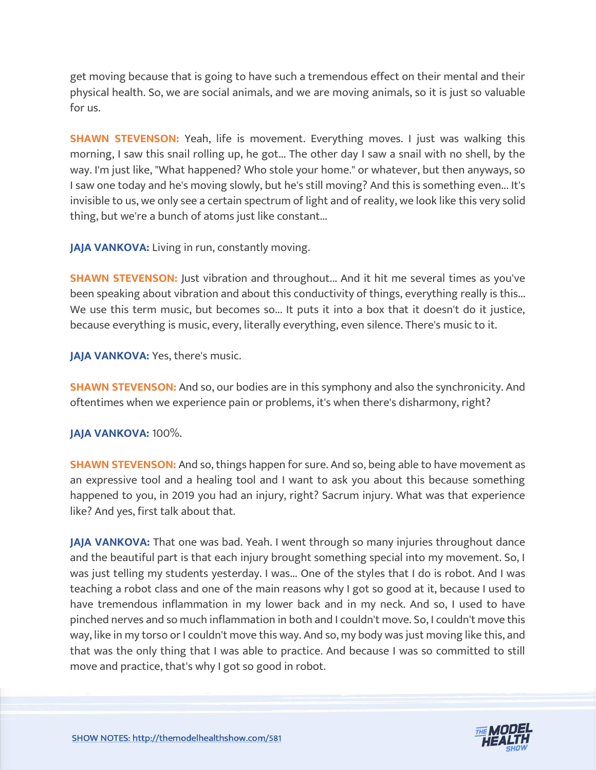get moving because that is going to have such a tremendous effect on their mental and their physical health. So, we are social animals, and we are moving animals, so it is just so valuable for us.

**SHAWN STEVENSON:** Yeah, life is movement. Everything moves. I just was walking this morning, I saw this snail rolling up, he got... The other day I saw a snail with no shell, by the way. I'm just like, "What happened? Who stole your home." or whatever, but then anyways, so I saw one today and he's moving slowly, but he's still moving? And this is something even... It's invisible to us, we only see a certain spectrum of light and of reality, we look like this very solid thing, but we're a bunch of atoms just like constant...

**JAJA VANKOVA:** Living in run, constantly moving.

**SHAWN STEVENSON:** Just vibration and throughout... And it hit me several times as you've been speaking about vibration and about this conductivity of things, everything really is this... We use this term music, but becomes so... It puts it into a box that it doesn't do it justice, because everything is music, every, literally everything, even silence. There's music to it.

**JAJA VANKOVA:** Yes, there's music.

**SHAWN STEVENSON:** And so, our bodies are in this symphony and also the synchronicity. And oftentimes when we experience pain or problems, it's when there's disharmony, right?

**JAJA VANKOVA:** 100%.

**SHAWN STEVENSON:** And so, things happen for sure. And so, being able to have movement as an expressive tool and a healing tool and I want to ask you about this because something happened to you, in 2019 you had an injury, right? Sacrum injury. What was that experience like? And yes, first talk about that.

**JAJA VANKOVA:** That one was bad. Yeah. I went through so many injuries throughout dance and the beautiful part is that each injury brought something special into my movement. So, I was just telling my students yesterday. I was... One of the styles that I do is robot. And I was teaching a robot class and one of the main reasons why I got so good at it, because I used to have tremendous inflammation in my lower back and in my neck. And so, I used to have pinched nerves and so much inflammation in both and I couldn't move. So, I couldn't move this way, like in my torso or I couldn't move this way. And so, my body was just moving like this, and that was the only thing that I was able to practice. And because I was so committed to still move and practice, that's why I got so good in robot.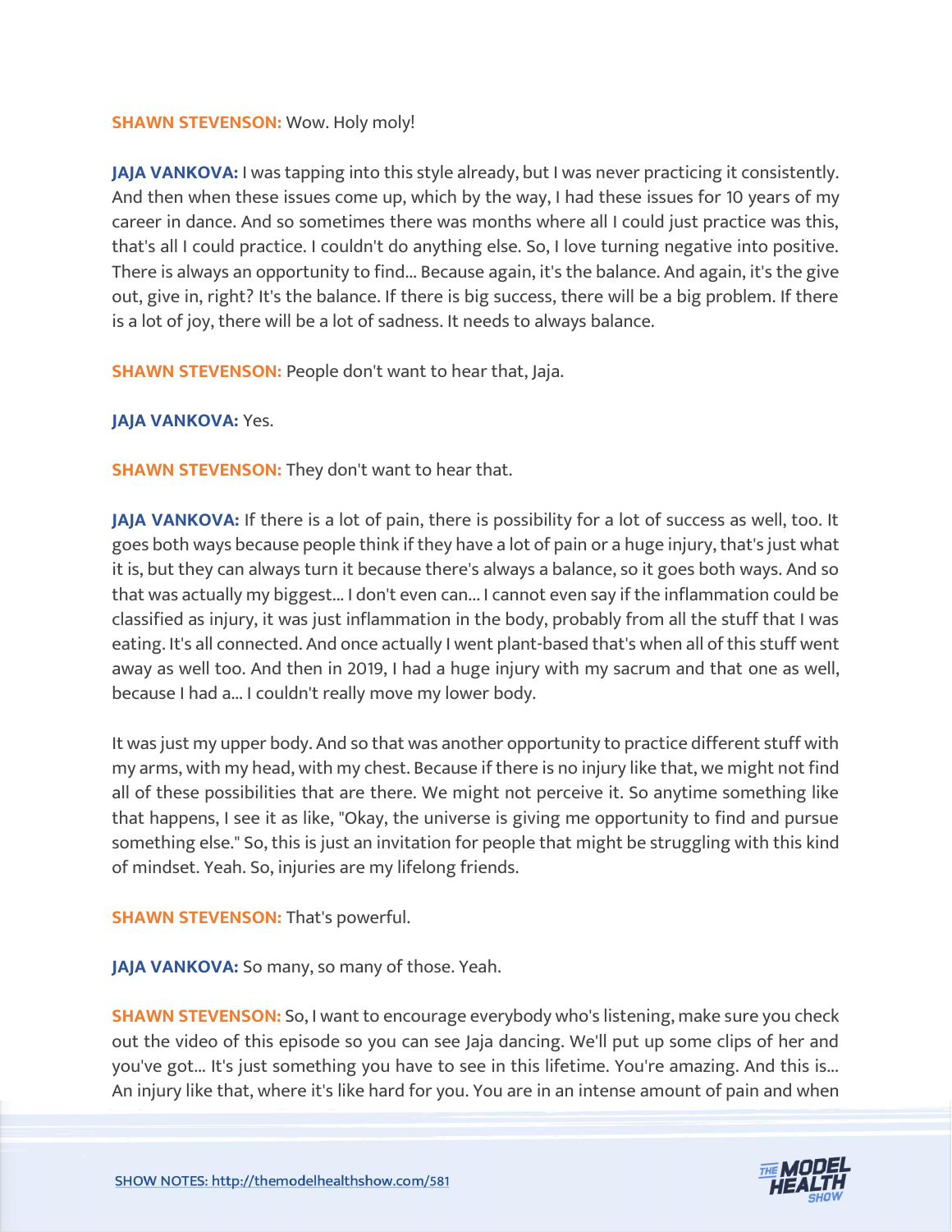**SHAWN STEVENSON:** Wow. Holy moly!

**JAJA VANKOVA:** I was tapping into this style already, but I was never practicing it consistently. And then when these issues come up, which by the way, I had these issues for 10 years of my career in dance. And so sometimes there was months where all I could just practice was this, that's all I could practice. I couldn't do anything else. So, I love turning negative into positive. There is always an opportunity to find... Because again, it's the balance. And again, it's the give out, give in, right? It's the balance. If there is big success, there will be a big problem. If there is a lot of joy, there will be a lot of sadness. It needs to always balance.

**SHAWN STEVENSON:** People don't want to hear that, Jaja.

**JAJA VANKOVA:** Yes.

**SHAWN STEVENSON:** They don't want to hear that.

**JAJA VANKOVA:** If there is a lot of pain, there is possibility for a lot of success as well, too. It goes both ways because people think if they have a lot of pain or a huge injury, that's just what it is, but they can always turn it because there's always a balance, so it goes both ways. And so that was actually my biggest... I don't even can... I cannot even say if the inflammation could be classified as injury, it was just inflammation in the body, probably from all the stuff that I was eating. It's all connected. And once actually I went plant-based that's when all of this stuff went away as well too. And then in 2019, I had a huge injury with my sacrum and that one as well, because I had a... I couldn't really move my lower body.

It was just my upper body. And so that was another opportunity to practice different stuff with my arms, with my head, with my chest. Because if there is no injury like that, we might not find all of these possibilities that are there. We might not perceive it. So anytime something like that happens, I see it as like, "Okay, the universe is giving me opportunity to find and pursue something else." So, this is just an invitation for people that might be struggling with this kind of mindset. Yeah. So, injuries are my lifelong friends.

**SHAWN STEVENSON:** That's powerful.

**JAJA VANKOVA:** So many, so many of those. Yeah.

**SHAWN STEVENSON:** So, I want to encourage everybody who's listening, make sure you check out the video of this episode so you can see Jaja dancing. We'll put up some clips of her and you've got... It's just something you have to see in this lifetime. You're amazing. And this is... An injury like that, where it's like hard for you. You are in an intense amount of pain and when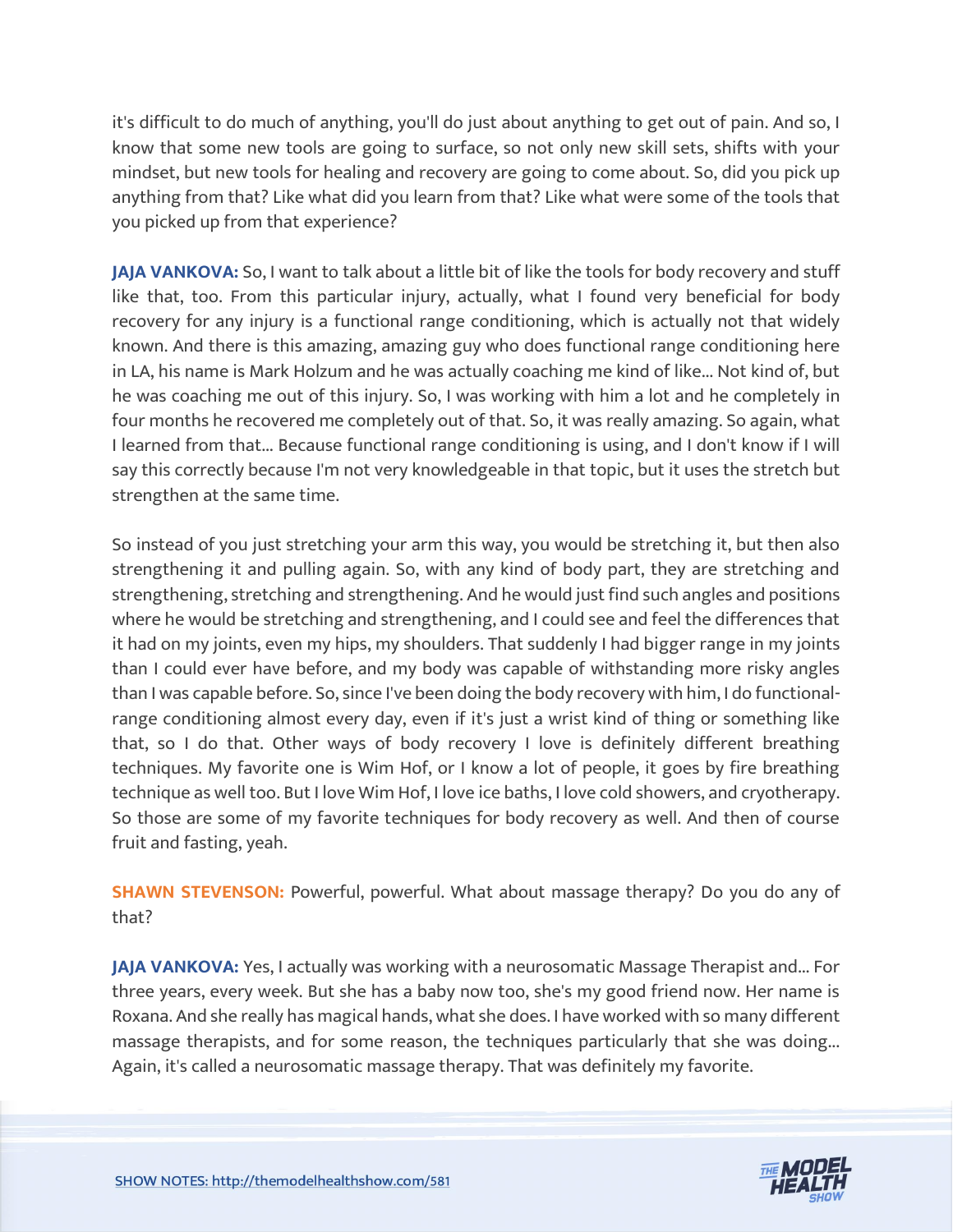it's difficult to do much of anything, you'll do just about anything to get out of pain. And so, I know that some new tools are going to surface, so not only new skill sets, shifts with your mindset, but new tools for healing and recovery are going to come about. So, did you pick up anything from that? Like what did you learn from that? Like what were some of the tools that you picked up from that experience?

**JAJA VANKOVA:** So, I want to talk about a little bit of like the tools for body recovery and stuff like that, too. From this particular injury, actually, what I found very beneficial for body recovery for any injury is a functional range conditioning, which is actually not that widely known. And there is this amazing, amazing guy who does functional range conditioning here in LA, his name is Mark Holzum and he was actually coaching me kind of like... Not kind of, but he was coaching me out of this injury. So, I was working with him a lot and he completely in four months he recovered me completely out of that. So, it was really amazing. So again, what I learned from that... Because functional range conditioning is using, and I don't know if I will say this correctly because I'm not very knowledgeable in that topic, but it uses the stretch but strengthen at the same time.

So instead of you just stretching your arm this way, you would be stretching it, but then also strengthening it and pulling again. So, with any kind of body part, they are stretching and strengthening, stretching and strengthening. And he would just find such angles and positions where he would be stretching and strengthening, and I could see and feel the differences that it had on my joints, even my hips, my shoulders. That suddenly I had bigger range in my joints than I could ever have before, and my body was capable of withstanding more risky angles than I was capable before. So, since I've been doing the body recovery with him, I do functional-range conditioning almost every day, even if it's just a wrist kind of thing or something like that, so I do that. Other ways of body recovery I love is definitely different breathing techniques. My favorite one is Wim Hof, or I know a lot of people, it goes by fire breathing technique as well too. But I love Wim Hof, I love ice baths, I love cold showers, and cryotherapy. So those are some of my favorite techniques for body recovery as well. And then of course fruit and fasting, yeah.

**SHAWN STEVENSON:** Powerful, powerful. What about massage therapy? Do you do any of that?

**JAJA VANKOVA:** Yes, I actually was working with a neurosomatic Massage Therapist and... For three years, every week. But she has a baby now too, she's my good friend now. Her name is Roxana. And she really has magical hands, what she does. I have worked with so many different massage therapists, and for some reason, the techniques particularly that she was doing... Again, it's called a neurosomatic massage therapy. That was definitely my favorite.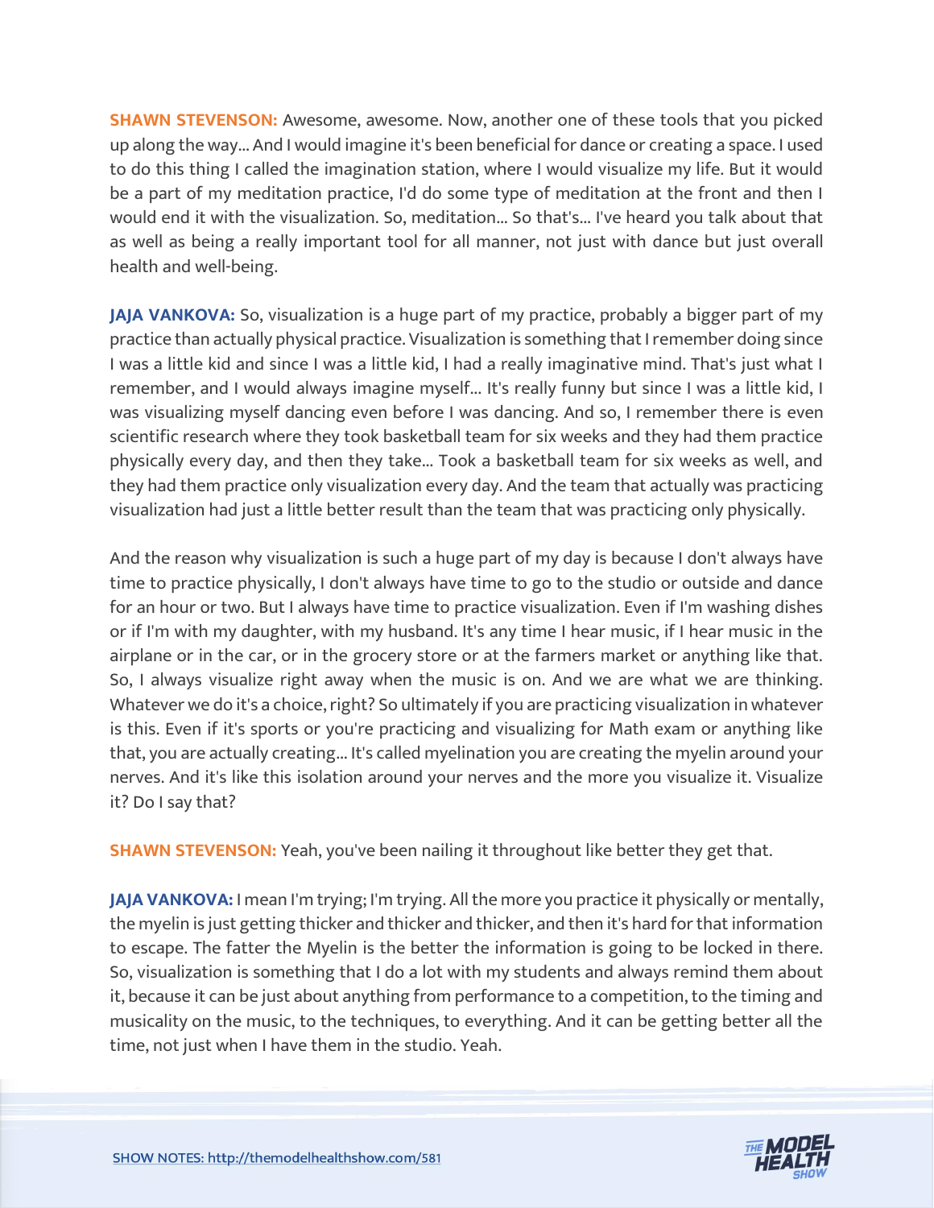**SHAWN STEVENSON:** Awesome, awesome. Now, another one of these tools that you picked up along the way... And I would imagine it's been beneficial for dance or creating a space. I used to do this thing I called the imagination station, where I would visualize my life. But it would be a part of my meditation practice, I'd do some type of meditation at the front and then I would end it with the visualization. So, meditation... So that's... I've heard you talk about that as well as being a really important tool for all manner, not just with dance but just overall health and well-being.

**JAJA VANKOVA:** So, visualization is a huge part of my practice, probably a bigger part of my practice than actually physical practice. Visualization is something that I remember doing since I was a little kid and since I was a little kid, I had a really imaginative mind. That's just what I remember, and I would always imagine myself... It's really funny but since I was a little kid, I was visualizing myself dancing even before I was dancing. And so, I remember there is even scientific research where they took basketball team for six weeks and they had them practice physically every day, and then they take... Took a basketball team for six weeks as well, and they had them practice only visualization every day. And the team that actually was practicing visualization had just a little better result than the team that was practicing only physically.

And the reason why visualization is such a huge part of my day is because I don't always have time to practice physically, I don't always have time to go to the studio or outside and dance for an hour or two. But I always have time to practice visualization. Even if I'm washing dishes or if I'm with my daughter, with my husband. It's any time I hear music, if I hear music in the airplane or in the car, or in the grocery store or at the farmers market or anything like that. So, I always visualize right away when the music is on. And we are what we are thinking. Whatever we do it's a choice, right? So ultimately if you are practicing visualization in whatever is this. Even if it's sports or you're practicing and visualizing for Math exam or anything like that, you are actually creating... It's called myelination you are creating the myelin around your nerves. And it's like this isolation around your nerves and the more you visualize it. Visualize it? Do I say that?

**SHAWN STEVENSON:** Yeah, you've been nailing it throughout like better they get that.

**JAJA VANKOVA:** I mean I'm trying; I'm trying. All the more you practice it physically or mentally, the myelin is just getting thicker and thicker and thicker, and then it's hard for that information to escape. The fatter the Myelin is the better the information is going to be locked in there. So, visualization is something that I do a lot with my students and always remind them about it, because it can be just about anything from performance to a competition, to the timing and musicality on the music, to the techniques, to everything. And it can be getting better all the time, not just when I have them in the studio. Yeah.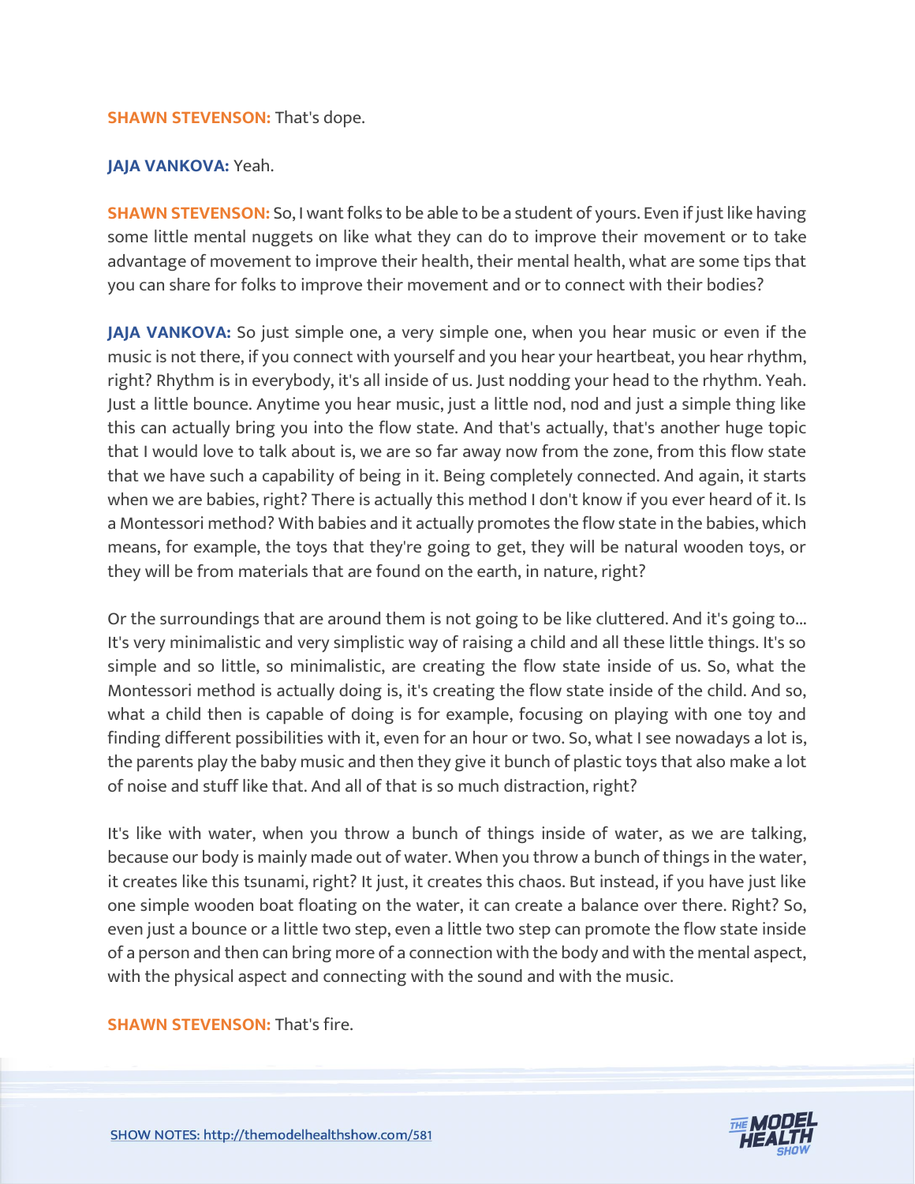**SHAWN STEVENSON:** That's dope.

**JAJA VANKOVA:** Yeah.

**SHAWN STEVENSON:** So, I want folks to be able to be a student of yours. Even if just like having some little mental nuggets on like what they can do to improve their movement or to take advantage of movement to improve their health, their mental health, what are some tips that you can share for folks to improve their movement and or to connect with their bodies?

**JAJA VANKOVA:** So just simple one, a very simple one, when you hear music or even if the music is not there, if you connect with yourself and you hear your heartbeat, you hear rhythm, right? Rhythm is in everybody, it's all inside of us. Just nodding your head to the rhythm. Yeah. Just a little bounce. Anytime you hear music, just a little nod, nod and just a simple thing like this can actually bring you into the flow state. And that's actually, that's another huge topic that I would love to talk about is, we are so far away now from the zone, from this flow state that we have such a capability of being in it. Being completely connected. And again, it starts when we are babies, right? There is actually this method I don't know if you ever heard of it. Is a Montessori method? With babies and it actually promotes the flow state in the babies, which means, for example, the toys that they're going to get, they will be natural wooden toys, or they will be from materials that are found on the earth, in nature, right?

Or the surroundings that are around them is not going to be like cluttered. And it's going to... It's very minimalistic and very simplistic way of raising a child and all these little things. It's so simple and so little, so minimalistic, are creating the flow state inside of us. So, what the Montessori method is actually doing is, it's creating the flow state inside of the child. And so, what a child then is capable of doing is for example, focusing on playing with one toy and finding different possibilities with it, even for an hour or two. So, what I see nowadays a lot is, the parents play the baby music and then they give it bunch of plastic toys that also make a lot of noise and stuff like that. And all of that is so much distraction, right?

It's like with water, when you throw a bunch of things inside of water, as we are talking, because our body is mainly made out of water. When you throw a bunch of things in the water, it creates like this tsunami, right? It just, it creates this chaos. But instead, if you have just like one simple wooden boat floating on the water, it can create a balance over there. Right? So, even just a bounce or a little two step, even a little two step can promote the flow state inside of a person and then can bring more of a connection with the body and with the mental aspect, with the physical aspect and connecting with the sound and with the music.

**SHAWN STEVENSON:** That's fire.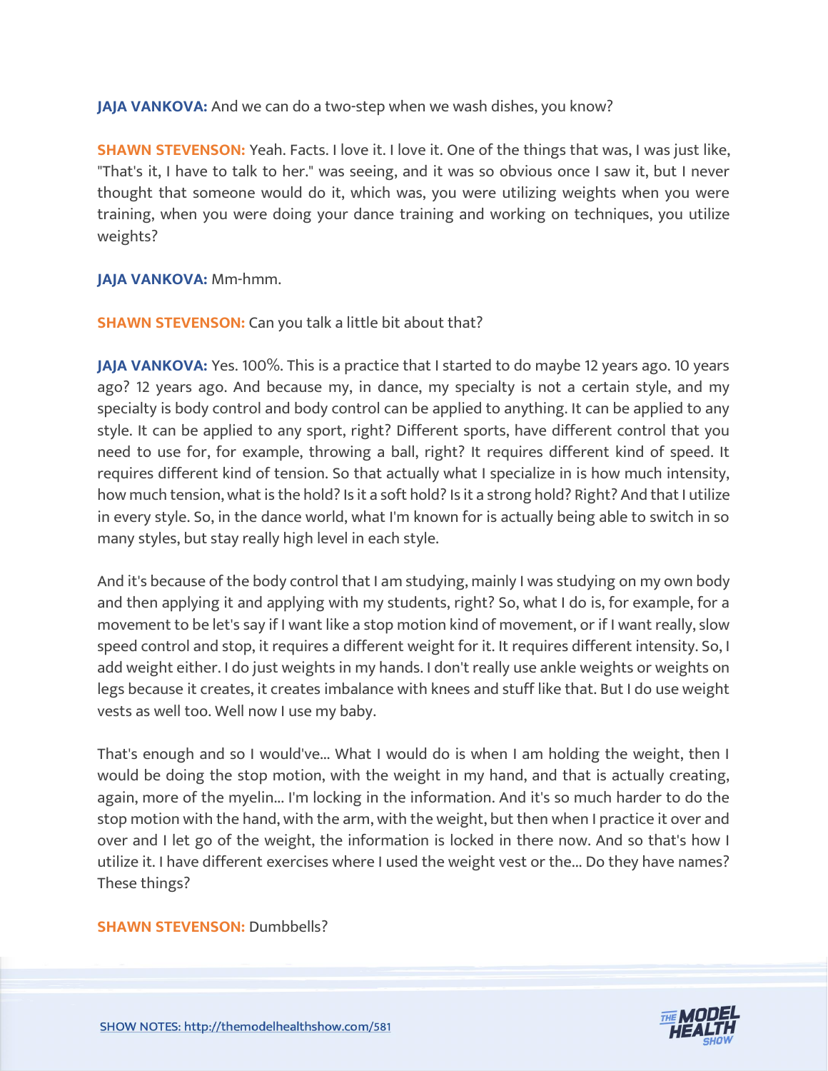**JAJA VANKOVA:** And we can do a two-step when we wash dishes, you know?

**SHAWN STEVENSON:** Yeah. Facts. I love it. I love it. One of the things that was, I was just like, "That's it, I have to talk to her." was seeing, and it was so obvious once I saw it, but I never thought that someone would do it, which was, you were utilizing weights when you were training, when you were doing your dance training and working on techniques, you utilize weights?

**JAJA VANKOVA:** Mm-hmm.

**SHAWN STEVENSON:** Can you talk a little bit about that?

**JAJA VANKOVA:** Yes. 100%. This is a practice that I started to do maybe 12 years ago. 10 years ago? 12 years ago. And because my, in dance, my specialty is not a certain style, and my specialty is body control and body control can be applied to anything. It can be applied to any style. It can be applied to any sport, right? Different sports, have different control that you need to use for, for example, throwing a ball, right? It requires different kind of speed. It requires different kind of tension. So that actually what I specialize in is how much intensity, how much tension, what is the hold? Is it a soft hold? Is it a strong hold? Right? And that I utilize in every style. So, in the dance world, what I'm known for is actually being able to switch in so many styles, but stay really high level in each style.

And it's because of the body control that I am studying, mainly I was studying on my own body and then applying it and applying with my students, right? So, what I do is, for example, for a movement to be let's say if I want like a stop motion kind of movement, or if I want really, slow speed control and stop, it requires a different weight for it. It requires different intensity. So, I add weight either. I do just weights in my hands. I don't really use ankle weights or weights on legs because it creates, it creates imbalance with knees and stuff like that. But I do use weight vests as well too. Well now I use my baby.

That's enough and so I would've... What I would do is when I am holding the weight, then I would be doing the stop motion, with the weight in my hand, and that is actually creating, again, more of the myelin... I'm locking in the information. And it's so much harder to do the stop motion with the hand, with the arm, with the weight, but then when I practice it over and over and I let go of the weight, the information is locked in there now. And so that's how I utilize it. I have different exercises where I used the weight vest or the... Do they have names? These things?

**SHAWN STEVENSON:** Dumbbells?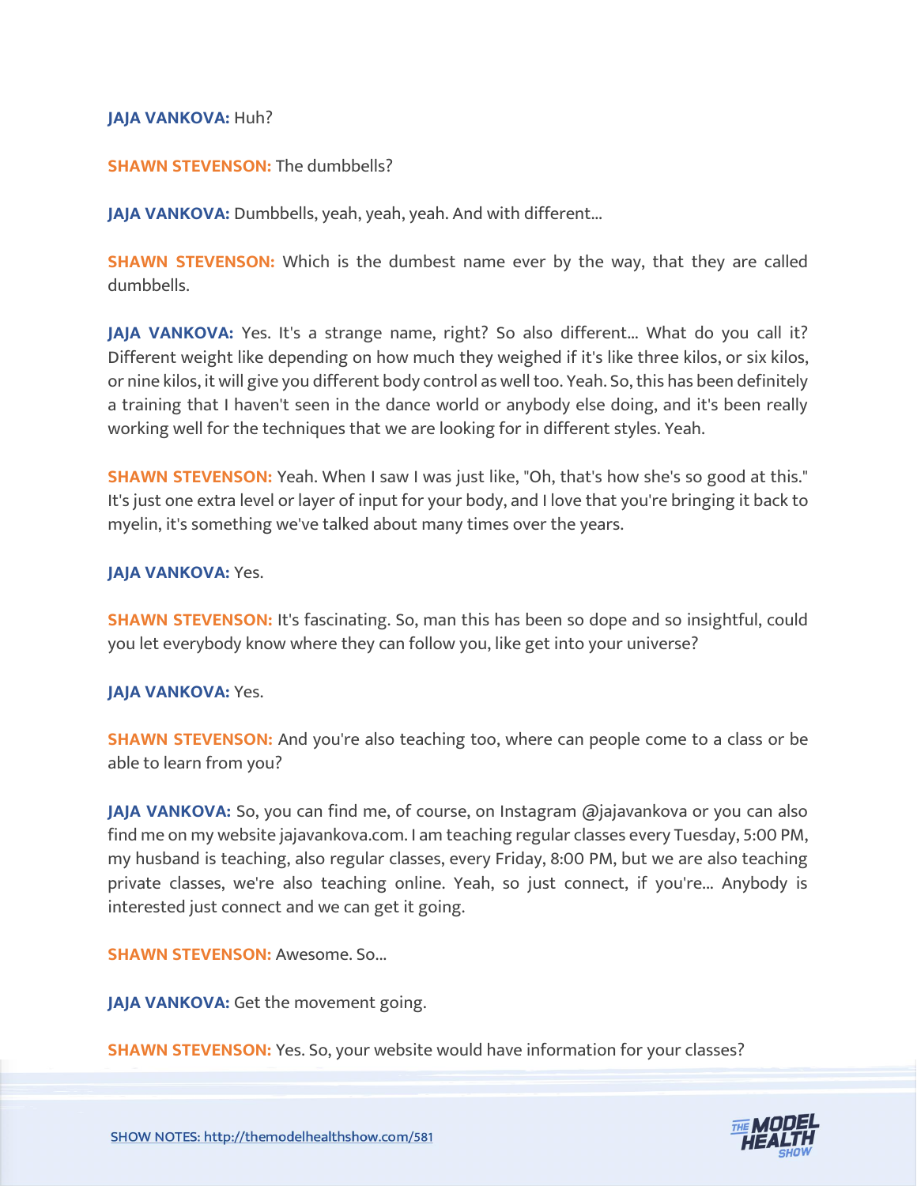**JAJA VANKOVA:** Huh?

**SHAWN STEVENSON:** The dumbbells?

**JAJA VANKOVA:** Dumbbells, yeah, yeah, yeah. And with different...

**SHAWN STEVENSON:** Which is the dumbest name ever by the way, that they are called dumbbells.

**JAJA VANKOVA:** Yes. It's a strange name, right? So also different... What do you call it? Different weight like depending on how much they weighed if it's like three kilos, or six kilos, or nine kilos, it will give you different body control as well too. Yeah. So, this has been definitely a training that I haven't seen in the dance world or anybody else doing, and it's been really working well for the techniques that we are looking for in different styles. Yeah.

**SHAWN STEVENSON:** Yeah. When I saw I was just like, "Oh, that's how she's so good at this." It's just one extra level or layer of input for your body, and I love that you're bringing it back to myelin, it's something we've talked about many times over the years.

**JAJA VANKOVA:** Yes.

**SHAWN STEVENSON:** It's fascinating. So, man this has been so dope and so insightful, could you let everybody know where they can follow you, like get into your universe?

**JAJA VANKOVA:** Yes.

**SHAWN STEVENSON:** And you're also teaching too, where can people come to a class or be able to learn from you?

**JAJA VANKOVA:** So, you can find me, of course, on Instagram @jajavankova or you can also find me on my website jajavankova.com. I am teaching regular classes every Tuesday, 5:00 PM, my husband is teaching, also regular classes, every Friday, 8:00 PM, but we are also teaching private classes, we're also teaching online. Yeah, so just connect, if you're... Anybody is interested just connect and we can get it going.

**SHAWN STEVENSON:** Awesome. So...

**JAJA VANKOVA:** Get the movement going.

**SHAWN STEVENSON:** Yes. So, your website would have information for your classes?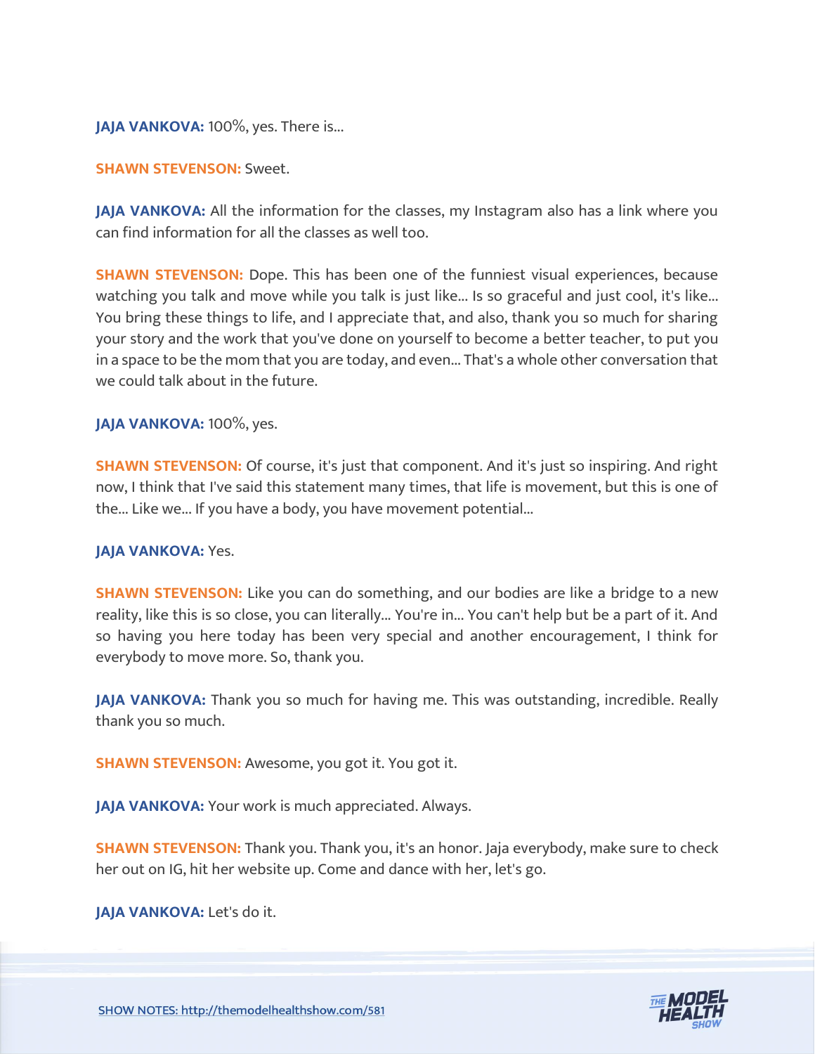**JAJA VANKOVA:** 100%, yes. There is...

**SHAWN STEVENSON:** Sweet.

**JAJA VANKOVA:** All the information for the classes, my Instagram also has a link where you can find information for all the classes as well too.

**SHAWN STEVENSON:** Dope. This has been one of the funniest visual experiences, because watching you talk and move while you talk is just like... Is so graceful and just cool, it's like... You bring these things to life, and I appreciate that, and also, thank you so much for sharing your story and the work that you've done on yourself to become a better teacher, to put you in a space to be the mom that you are today, and even... That's a whole other conversation that we could talk about in the future.

**JAJA VANKOVA:** 100%, yes.

**SHAWN STEVENSON:** Of course, it's just that component. And it's just so inspiring. And right now, I think that I've said this statement many times, that life is movement, but this is one of the... Like we... If you have a body, you have movement potential...

**JAJA VANKOVA:** Yes.

**SHAWN STEVENSON:** Like you can do something, and our bodies are like a bridge to a new reality, like this is so close, you can literally... You're in... You can't help but be a part of it. And so having you here today has been very special and another encouragement, I think for everybody to move more. So, thank you.

**JAJA VANKOVA:** Thank you so much for having me. This was outstanding, incredible. Really thank you so much.

**SHAWN STEVENSON:** Awesome, you got it. You got it.

**JAJA VANKOVA:** Your work is much appreciated. Always.

**SHAWN STEVENSON:** Thank you. Thank you, it's an honor. Jaja everybody, make sure to check her out on IG, hit her website up. Come and dance with her, let's go.

**JAJA VANKOVA:** Let's do it.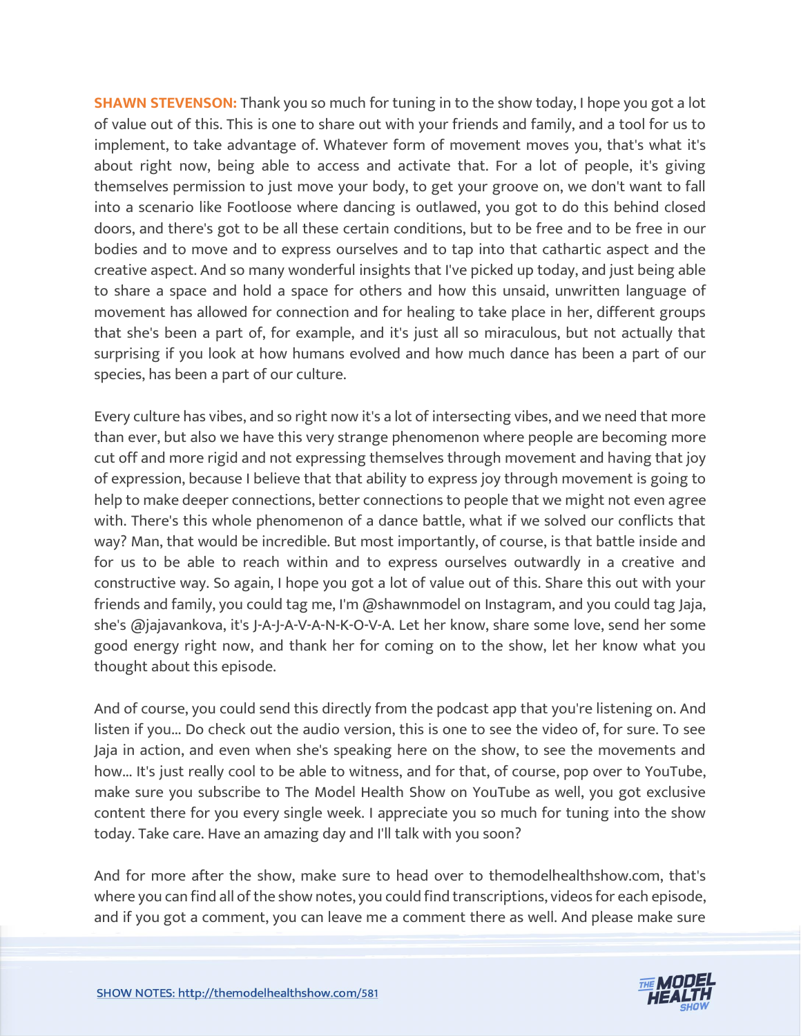**SHAWN STEVENSON:** Thank you so much for tuning in to the show today, I hope you got a lot of value out of this. This is one to share out with your friends and family, and a tool for us to implement, to take advantage of. Whatever form of movement moves you, that's what it's about right now, being able to access and activate that. For a lot of people, it's giving themselves permission to just move your body, to get your groove on, we don't want to fall into a scenario like Footloose where dancing is outlawed, you got to do this behind closed doors, and there's got to be all these certain conditions, but to be free and to be free in our bodies and to move and to express ourselves and to tap into that cathartic aspect and the creative aspect. And so many wonderful insights that I've picked up today, and just being able to share a space and hold a space for others and how this unsaid, unwritten language of movement has allowed for connection and for healing to take place in her, different groups that she's been a part of, for example, and it's just all so miraculous, but not actually that surprising if you look at how humans evolved and how much dance has been a part of our species, has been a part of our culture.

Every culture has vibes, and so right now it's a lot of intersecting vibes, and we need that more than ever, but also we have this very strange phenomenon where people are becoming more cut off and more rigid and not expressing themselves through movement and having that joy of expression, because I believe that that ability to express joy through movement is going to help to make deeper connections, better connections to people that we might not even agree with. There's this whole phenomenon of a dance battle, what if we solved our conflicts that way? Man, that would be incredible. But most importantly, of course, is that battle inside and for us to be able to reach within and to express ourselves outwardly in a creative and constructive way. So again, I hope you got a lot of value out of this. Share this out with your friends and family, you could tag me, I'm @shawnmodel on Instagram, and you could tag Jaja, she's @jajavankova, it's J-A-J-A-V-A-N-K-O-V-A. Let her know, share some love, send her some good energy right now, and thank her for coming on to the show, let her know what you thought about this episode.

And of course, you could send this directly from the podcast app that you're listening on. And listen if you... Do check out the audio version, this is one to see the video of, for sure. To see Jaja in action, and even when she's speaking here on the show, to see the movements and how... It's just really cool to be able to witness, and for that, of course, pop over to YouTube, make sure you subscribe to The Model Health Show on YouTube as well, you got exclusive content there for you every single week. I appreciate you so much for tuning into the show today. Take care. Have an amazing day and I'll talk with you soon?

And for more after the show, make sure to head over to themodelhealthshow.com, that's where you can find all of the show notes, you could find transcriptions, videos for each episode, and if you got a comment, you can leave me a comment there as well. And please make sure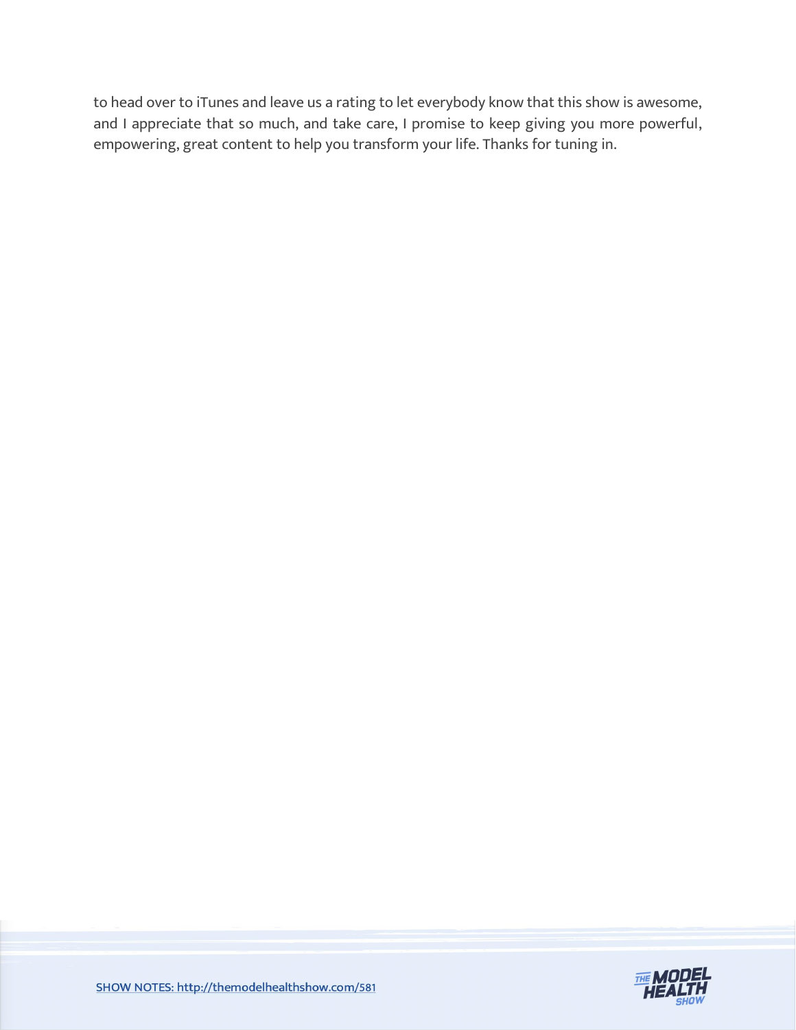to head over to iTunes and leave us a rating to let everybody know that this show is awesome, and I appreciate that so much, and take care, I promise to keep giving you more powerful, empowering, great content to help you transform your life. Thanks for tuning in.